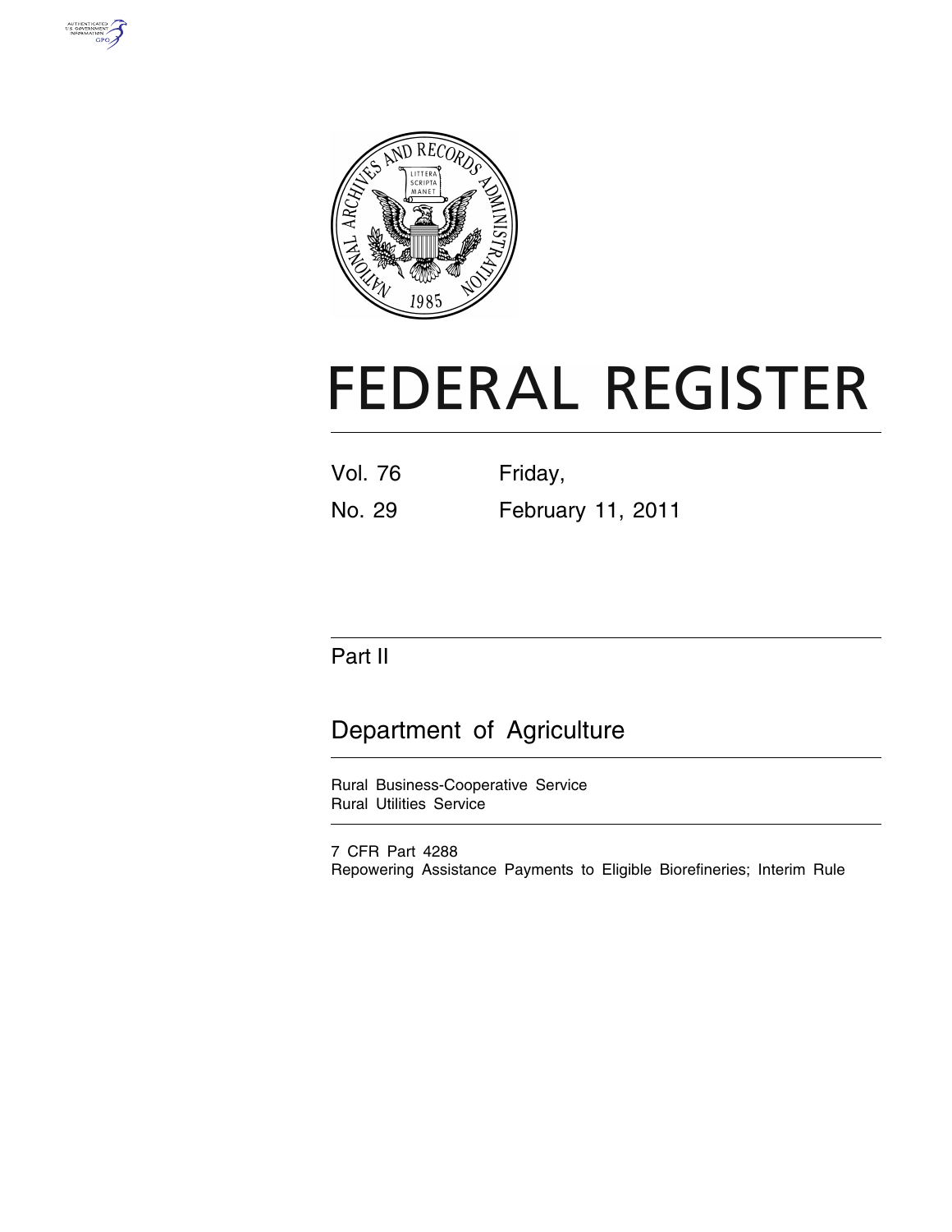# FEDERAL REGISTER

| Vol. 76 | Friday, |
|---|---|
| No. 29 | February 11, 2011 |

## Part II

## Department of Agriculture

Rural Business-Cooperative Service
Rural Utilities Service

7 CFR Part 4288
Repowering Assistance Payments to Eligible Biorefineries; Interim Rule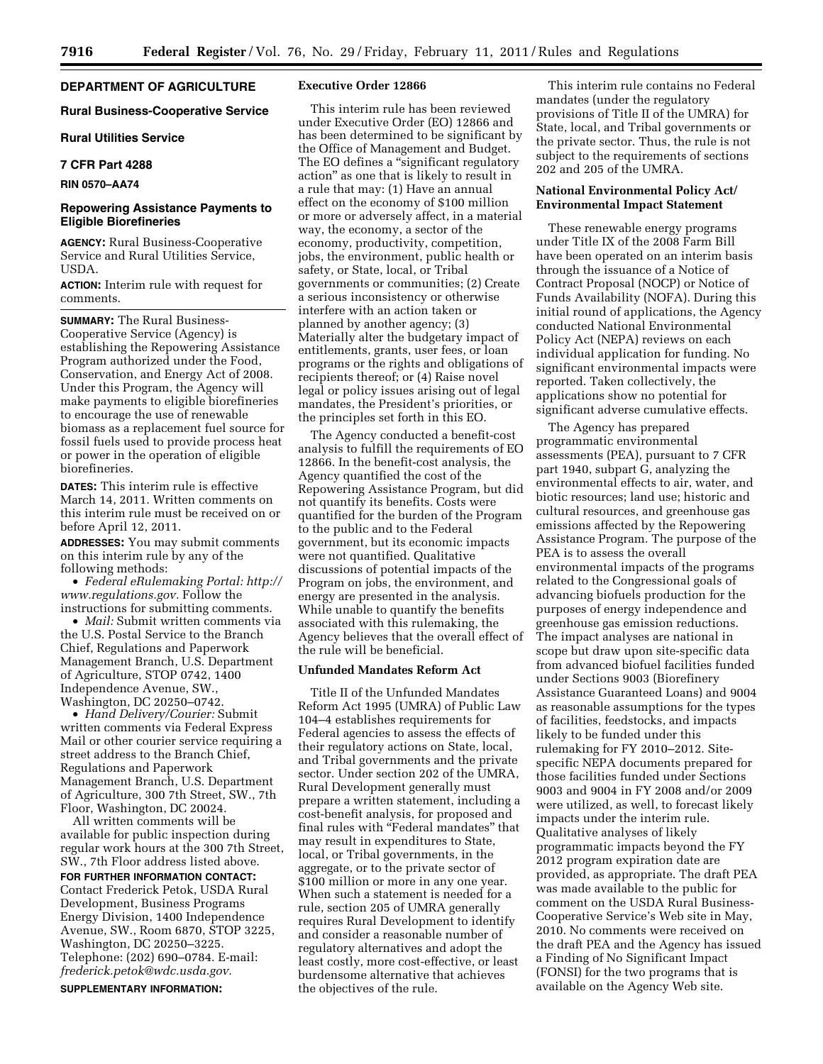## DEPARTMENT OF AGRICULTURE

### Rural Business-Cooperative Service

### Rural Utilities Service

### 7 CFR Part 4288

**RIN 0570–AA74**

### Repowering Assistance Payments to Eligible Biorefineries

**AGENCY:** Rural Business-Cooperative Service and Rural Utilities Service, USDA.

**ACTION:** Interim rule with request for comments.

**SUMMARY:** The Rural Business-Cooperative Service (Agency) is establishing the Repowering Assistance Program authorized under the Food, Conservation, and Energy Act of 2008. Under this Program, the Agency will make payments to eligible biorefineries to encourage the use of renewable biomass as a replacement fuel source for fossil fuels used to provide process heat or power in the operation of eligible biorefineries.

**DATES:** This interim rule is effective March 14, 2011. Written comments on this interim rule must be received on or before April 12, 2011.

**ADDRESSES:** You may submit comments on this interim rule by any of the following methods:

- *Federal eRulemaking Portal: http://www.regulations.gov.* Follow the instructions for submitting comments.
- *Mail:* Submit written comments via the U.S. Postal Service to the Branch Chief, Regulations and Paperwork Management Branch, U.S. Department of Agriculture, STOP 0742, 1400 Independence Avenue, SW., Washington, DC 20250–0742.
- *Hand Delivery/Courier:* Submit written comments via Federal Express Mail or other courier service requiring a street address to the Branch Chief, Regulations and Paperwork Management Branch, U.S. Department of Agriculture, 300 7th Street, SW., 7th Floor, Washington, DC 20024.

All written comments will be available for public inspection during regular work hours at the 300 7th Street, SW., 7th Floor address listed above.

**FOR FURTHER INFORMATION CONTACT:** Contact Frederick Petok, USDA Rural Development, Business Programs Energy Division, 1400 Independence Avenue, SW., Room 6870, STOP 3225, Washington, DC 20250–3225. Telephone: (202) 690–0784. E-mail: *frederick.petok@wdc.usda.gov.*

**SUPPLEMENTARY INFORMATION:**

#### Executive Order 12866

This interim rule has been reviewed under Executive Order (EO) 12866 and has been determined to be significant by the Office of Management and Budget. The EO defines a "significant regulatory action" as one that is likely to result in a rule that may: (1) Have an annual effect on the economy of $100 million or more or adversely affect, in a material way, the economy, a sector of the economy, productivity, competition, jobs, the environment, public health or safety, or State, local, or Tribal governments or communities; (2) Create a serious inconsistency or otherwise interfere with an action taken or planned by another agency; (3) Materially alter the budgetary impact of entitlements, grants, user fees, or loan programs or the rights and obligations of recipients thereof; or (4) Raise novel legal or policy issues arising out of legal mandates, the President's priorities, or the principles set forth in this EO.

The Agency conducted a benefit-cost analysis to fulfill the requirements of EO 12866. In the benefit-cost analysis, the Agency quantified the cost of the Repowering Assistance Program, but did not quantify its benefits. Costs were quantified for the burden of the Program to the public and to the Federal government, but its economic impacts were not quantified. Qualitative discussions of potential impacts of the Program on jobs, the environment, and energy are presented in the analysis. While unable to quantify the benefits associated with this rulemaking, the Agency believes that the overall effect of the rule will be beneficial.

#### Unfunded Mandates Reform Act

Title II of the Unfunded Mandates Reform Act 1995 (UMRA) of Public Law 104–4 establishes requirements for Federal agencies to assess the effects of their regulatory actions on State, local, and Tribal governments and the private sector. Under section 202 of the UMRA, Rural Development generally must prepare a written statement, including a cost-benefit analysis, for proposed and final rules with "Federal mandates" that may result in expenditures to State, local, or Tribal governments, in the aggregate, or to the private sector of $100 million or more in any one year. When such a statement is needed for a rule, section 205 of UMRA generally requires Rural Development to identify and consider a reasonable number of regulatory alternatives and adopt the least costly, more cost-effective, or least burdensome alternative that achieves the objectives of the rule.

This interim rule contains no Federal mandates (under the regulatory provisions of Title II of the UMRA) for State, local, and Tribal governments or the private sector. Thus, the rule is not subject to the requirements of sections 202 and 205 of the UMRA.

#### National Environmental Policy Act/Environmental Impact Statement

These renewable energy programs under Title IX of the 2008 Farm Bill have been operated on an interim basis through the issuance of a Notice of Contract Proposal (NOCP) or Notice of Funds Availability (NOFA). During this initial round of applications, the Agency conducted National Environmental Policy Act (NEPA) reviews on each individual application for funding. No significant environmental impacts were reported. Taken collectively, the applications show no potential for significant adverse cumulative effects.

The Agency has prepared programmatic environmental assessments (PEA), pursuant to 7 CFR part 1940, subpart G, analyzing the environmental effects to air, water, and biotic resources; land use; historic and cultural resources, and greenhouse gas emissions affected by the Repowering Assistance Program. The purpose of the PEA is to assess the overall environmental impacts of the programs related to the Congressional goals of advancing biofuels production for the purposes of energy independence and greenhouse gas emission reductions. The impact analyses are national in scope but draw upon site-specific data from advanced biofuel facilities funded under Sections 9003 (Biorefinery Assistance Guaranteed Loans) and 9004 as reasonable assumptions for the types of facilities, feedstocks, and impacts likely to be funded under this rulemaking for FY 2010–2012. Site-specific NEPA documents prepared for those facilities funded under Sections 9003 and 9004 in FY 2008 and/or 2009 were utilized, as well, to forecast likely impacts under the interim rule. Qualitative analyses of likely programmatic impacts beyond the FY 2012 program expiration date are provided, as appropriate. The draft PEA was made available to the public for comment on the USDA Rural Business-Cooperative Service's Web site in May, 2010. No comments were received on the draft PEA and the Agency has issued a Finding of No Significant Impact (FONSI) for the two programs that is available on the Agency Web site.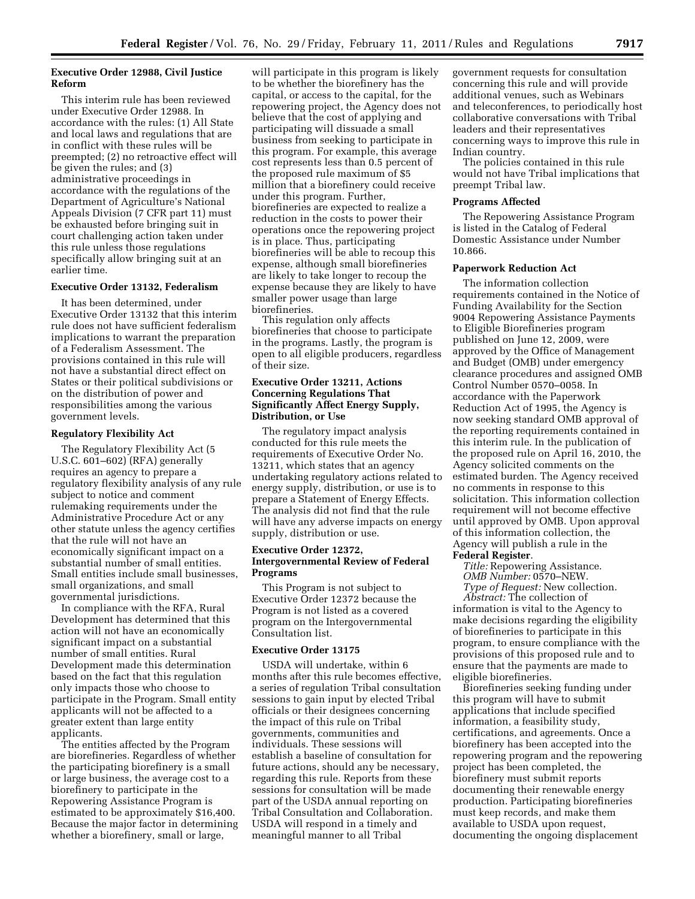### Executive Order 12988, Civil Justice Reform

This interim rule has been reviewed under Executive Order 12988. In accordance with the rules: (1) All State and local laws and regulations that are in conflict with these rules will be preempted; (2) no retroactive effect will be given the rules; and (3) administrative proceedings in accordance with the regulations of the Department of Agriculture's National Appeals Division (7 CFR part 11) must be exhausted before bringing suit in court challenging action taken under this rule unless those regulations specifically allow bringing suit at an earlier time.

### Executive Order 13132, Federalism

It has been determined, under Executive Order 13132 that this interim rule does not have sufficient federalism implications to warrant the preparation of a Federalism Assessment. The provisions contained in this rule will not have a substantial direct effect on States or their political subdivisions or on the distribution of power and responsibilities among the various government levels.

### Regulatory Flexibility Act

The Regulatory Flexibility Act (5 U.S.C. 601–602) (RFA) generally requires an agency to prepare a regulatory flexibility analysis of any rule subject to notice and comment rulemaking requirements under the Administrative Procedure Act or any other statute unless the agency certifies that the rule will not have an economically significant impact on a substantial number of small entities. Small entities include small businesses, small organizations, and small governmental jurisdictions.

In compliance with the RFA, Rural Development has determined that this action will not have an economically significant impact on a substantial number of small entities. Rural Development made this determination based on the fact that this regulation only impacts those who choose to participate in the Program. Small entity applicants will not be affected to a greater extent than large entity applicants.

The entities affected by the Program are biorefineries. Regardless of whether the participating biorefinery is a small or large business, the average cost to a biorefinery to participate in the Repowering Assistance Program is estimated to be approximately $16,400. Because the major factor in determining whether a biorefinery, small or large, will participate in this program is likely to be whether the biorefinery has the capital, or access to the capital, for the repowering project, the Agency does not believe that the cost of applying and participating will dissuade a small business from seeking to participate in this program. For example, this average cost represents less than 0.5 percent of the proposed rule maximum of $5 million that a biorefinery could receive under this program. Further, biorefineries are expected to realize a reduction in the costs to power their operations once the repowering project is in place. Thus, participating biorefineries will be able to recoup this expense, although small biorefineries are likely to take longer to recoup the expense because they are likely to have smaller power usage than large biorefineries.

This regulation only affects biorefineries that choose to participate in the programs. Lastly, the program is open to all eligible producers, regardless of their size.

### Executive Order 13211, Actions Concerning Regulations That Significantly Affect Energy Supply, Distribution, or Use

The regulatory impact analysis conducted for this rule meets the requirements of Executive Order No. 13211, which states that an agency undertaking regulatory actions related to energy supply, distribution, or use is to prepare a Statement of Energy Effects. The analysis did not find that the rule will have any adverse impacts on energy supply, distribution or use.

### Executive Order 12372, Intergovernmental Review of Federal Programs

This Program is not subject to Executive Order 12372 because the Program is not listed as a covered program on the Intergovernmental Consultation list.

### Executive Order 13175

USDA will undertake, within 6 months after this rule becomes effective, a series of regulation Tribal consultation sessions to gain input by elected Tribal officials or their designees concerning the impact of this rule on Tribal governments, communities and individuals. These sessions will establish a baseline of consultation for future actions, should any be necessary, regarding this rule. Reports from these sessions for consultation will be made part of the USDA annual reporting on Tribal Consultation and Collaboration. USDA will respond in a timely and meaningful manner to all Tribal government requests for consultation concerning this rule and will provide additional venues, such as Webinars and teleconferences, to periodically host collaborative conversations with Tribal leaders and their representatives concerning ways to improve this rule in Indian country.

The policies contained in this rule would not have Tribal implications that preempt Tribal law.

### Programs Affected

The Repowering Assistance Program is listed in the Catalog of Federal Domestic Assistance under Number 10.866.

### Paperwork Reduction Act

The information collection requirements contained in the Notice of Funding Availability for the Section 9004 Repowering Assistance Payments to Eligible Biorefineries program published on June 12, 2009, were approved by the Office of Management and Budget (OMB) under emergency clearance procedures and assigned OMB Control Number 0570–0058. In accordance with the Paperwork Reduction Act of 1995, the Agency is now seeking standard OMB approval of the reporting requirements contained in this interim rule. In the publication of the proposed rule on April 16, 2010, the Agency solicited comments on the estimated burden. The Agency received no comments in response to this solicitation. This information collection requirement will not become effective until approved by OMB. Upon approval of this information collection, the Agency will publish a rule in the **Federal Register**.

*Title:* Repowering Assistance.
*OMB Number:* 0570–NEW.
*Type of Request:* New collection.
*Abstract:* The collection of information is vital to the Agency to make decisions regarding the eligibility of biorefineries to participate in this program, to ensure compliance with the provisions of this proposed rule and to ensure that the payments are made to eligible biorefineries.

Biorefineries seeking funding under this program will have to submit applications that include specified information, a feasibility study, certifications, and agreements. Once a biorefinery has been accepted into the repowering program and the repowering project has been completed, the biorefinery must submit reports documenting their renewable energy production. Participating biorefineries must keep records, and make them available to USDA upon request, documenting the ongoing displacement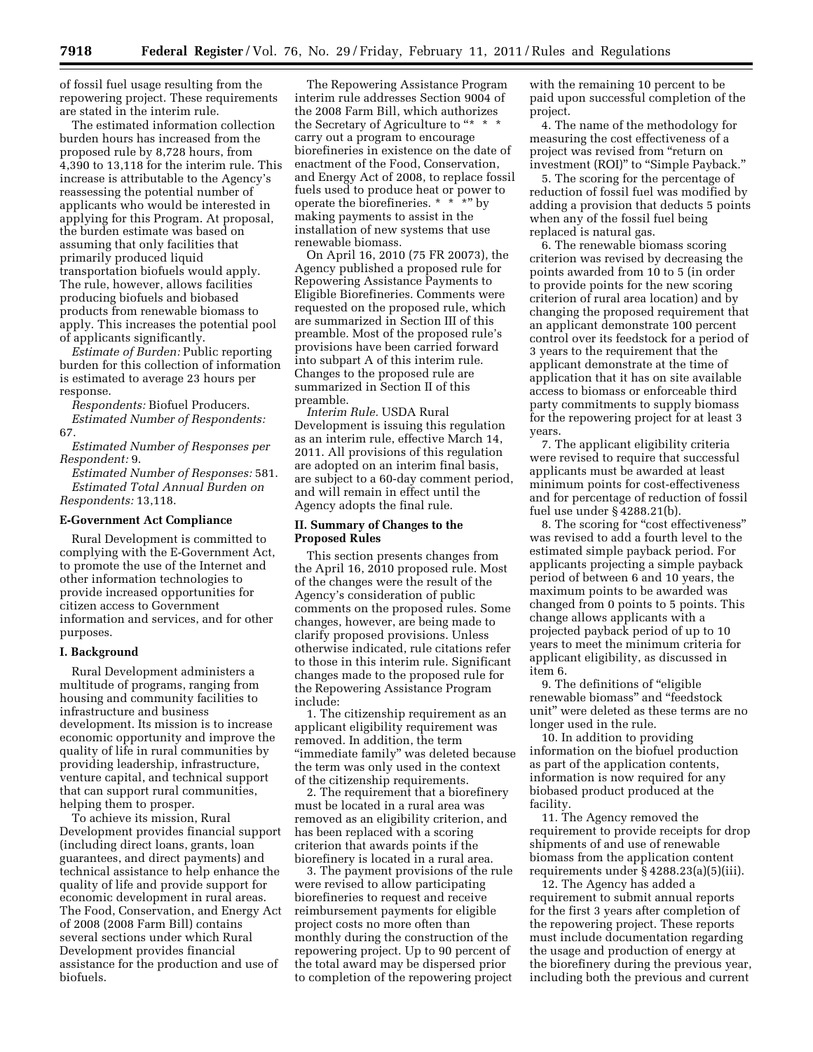of fossil fuel usage resulting from the repowering project. These requirements are stated in the interim rule.

The estimated information collection burden hours has increased from the proposed rule by 8,728 hours, from 4,390 to 13,118 for the interim rule. This increase is attributable to the Agency's reassessing the potential number of applicants who would be interested in applying for this Program. At proposal, the burden estimate was based on assuming that only facilities that primarily produced liquid transportation biofuels would apply. The rule, however, allows facilities producing biofuels and biobased products from renewable biomass to apply. This increases the potential pool of applicants significantly.

*Estimate of Burden:* Public reporting burden for this collection of information is estimated to average 23 hours per response.

*Respondents:* Biofuel Producers.

*Estimated Number of Respondents:* 67.

*Estimated Number of Responses per Respondent:* 9.

*Estimated Number of Responses:* 581.

*Estimated Total Annual Burden on Respondents:* 13,118.

## E-Government Act Compliance

Rural Development is committed to complying with the E-Government Act, to promote the use of the Internet and other information technologies to provide increased opportunities for citizen access to Government information and services, and for other purposes.

## I. Background

Rural Development administers a multitude of programs, ranging from housing and community facilities to infrastructure and business development. Its mission is to increase economic opportunity and improve the quality of life in rural communities by providing leadership, infrastructure, venture capital, and technical support that can support rural communities, helping them to prosper.

To achieve its mission, Rural Development provides financial support (including direct loans, grants, loan guarantees, and direct payments) and technical assistance to help enhance the quality of life and provide support for economic development in rural areas. The Food, Conservation, and Energy Act of 2008 (2008 Farm Bill) contains several sections under which Rural Development provides financial assistance for the production and use of biofuels.

The Repowering Assistance Program interim rule addresses Section 9004 of the 2008 Farm Bill, which authorizes the Secretary of Agriculture to "* * * carry out a program to encourage biorefineries in existence on the date of enactment of the Food, Conservation, and Energy Act of 2008, to replace fossil fuels used to produce heat or power to operate the biorefineries. * * *" by making payments to assist in the installation of new systems that use renewable biomass.

On April 16, 2010 (75 FR 20073), the Agency published a proposed rule for Repowering Assistance Payments to Eligible Biorefineries. Comments were requested on the proposed rule, which are summarized in Section III of this preamble. Most of the proposed rule's provisions have been carried forward into subpart A of this interim rule. Changes to the proposed rule are summarized in Section II of this preamble.

*Interim Rule.* USDA Rural Development is issuing this regulation as an interim rule, effective March 14, 2011. All provisions of this regulation are adopted on an interim final basis, are subject to a 60-day comment period, and will remain in effect until the Agency adopts the final rule.

## II. Summary of Changes to the Proposed Rules

This section presents changes from the April 16, 2010 proposed rule. Most of the changes were the result of the Agency's consideration of public comments on the proposed rules. Some changes, however, are being made to clarify proposed provisions. Unless otherwise indicated, rule citations refer to those in this interim rule. Significant changes made to the proposed rule for the Repowering Assistance Program include:

1. The citizenship requirement as an applicant eligibility requirement was removed. In addition, the term "immediate family" was deleted because the term was only used in the context of the citizenship requirements.

2. The requirement that a biorefinery must be located in a rural area was removed as an eligibility criterion, and has been replaced with a scoring criterion that awards points if the biorefinery is located in a rural area.

3. The payment provisions of the rule were revised to allow participating biorefineries to request and receive reimbursement payments for eligible project costs no more often than monthly during the construction of the repowering project. Up to 90 percent of the total award may be dispersed prior to completion of the repowering project with the remaining 10 percent to be paid upon successful completion of the project.

4. The name of the methodology for measuring the cost effectiveness of a project was revised from "return on investment (ROI)" to "Simple Payback."

5. The scoring for the percentage of reduction of fossil fuel was modified by adding a provision that deducts 5 points when any of the fossil fuel being replaced is natural gas.

6. The renewable biomass scoring criterion was revised by decreasing the points awarded from 10 to 5 (in order to provide points for the new scoring criterion of rural area location) and by changing the proposed requirement that an applicant demonstrate 100 percent control over its feedstock for a period of 3 years to the requirement that the applicant demonstrate at the time of application that it has on site available access to biomass or enforceable third party commitments to supply biomass for the repowering project for at least 3 years.

7. The applicant eligibility criteria were revised to require that successful applicants must be awarded at least minimum points for cost-effectiveness and for percentage of reduction of fossil fuel use under § 4288.21(b).

8. The scoring for "cost effectiveness" was revised to add a fourth level to the estimated simple payback period. For applicants projecting a simple payback period of between 6 and 10 years, the maximum points to be awarded was changed from 0 points to 5 points. This change allows applicants with a projected payback period of up to 10 years to meet the minimum criteria for applicant eligibility, as discussed in item 6.

9. The definitions of "eligible renewable biomass" and "feedstock unit" were deleted as these terms are no longer used in the rule.

10. In addition to providing information on the biofuel production as part of the application contents, information is now required for any biobased product produced at the facility.

11. The Agency removed the requirement to provide receipts for drop shipments of and use of renewable biomass from the application content requirements under § 4288.23(a)(5)(iii).

12. The Agency has added a requirement to submit annual reports for the first 3 years after completion of the repowering project. These reports must include documentation regarding the usage and production of energy at the biorefinery during the previous year, including both the previous and current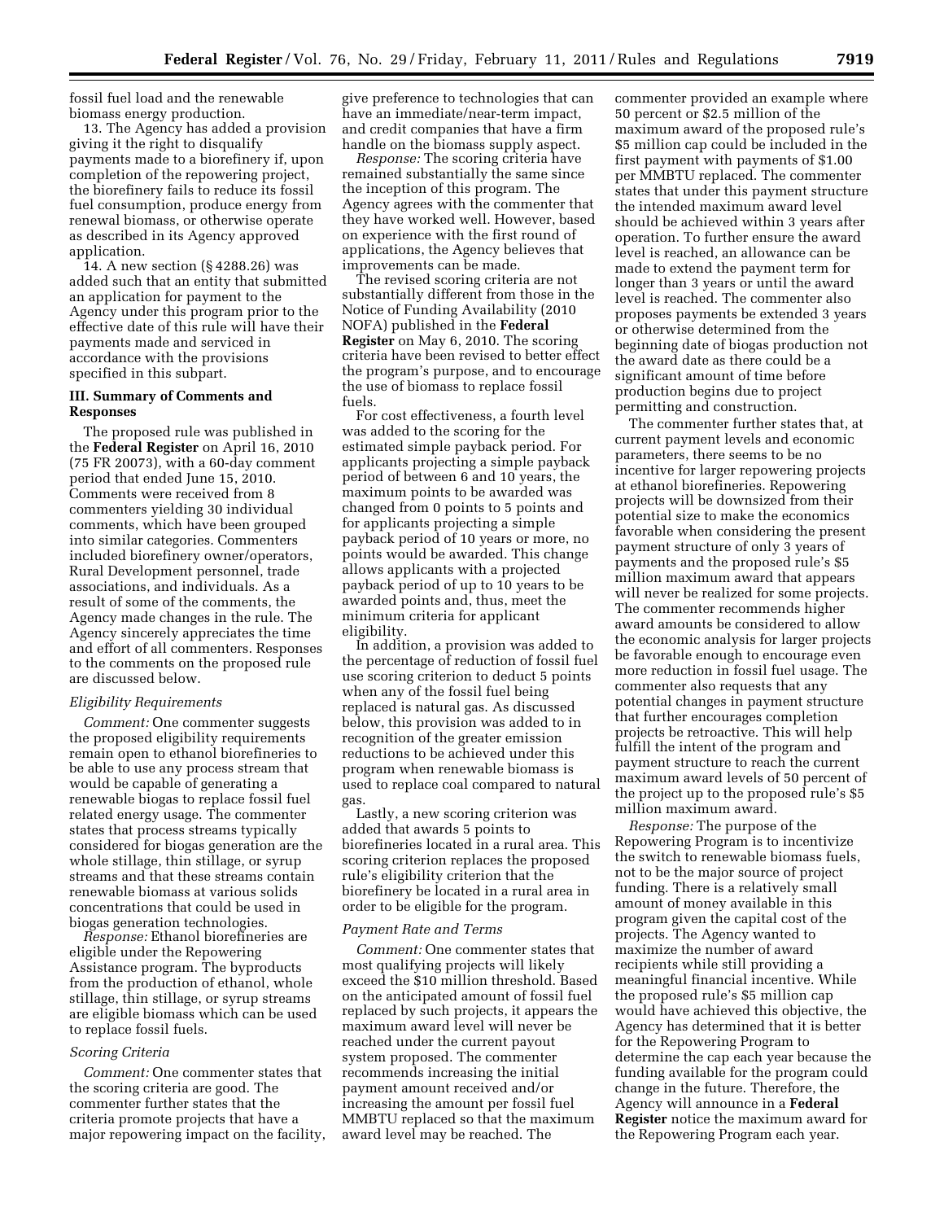fossil fuel load and the renewable biomass energy production.

13. The Agency has added a provision giving it the right to disqualify payments made to a biorefinery if, upon completion of the repowering project, the biorefinery fails to reduce its fossil fuel consumption, produce energy from renewal biomass, or otherwise operate as described in its Agency approved application.

14. A new section (§ 4288.26) was added such that an entity that submitted an application for payment to the Agency under this program prior to the effective date of this rule will have their payments made and serviced in accordance with the provisions specified in this subpart.

## III. Summary of Comments and Responses

The proposed rule was published in the **Federal Register** on April 16, 2010 (75 FR 20073), with a 60-day comment period that ended June 15, 2010. Comments were received from 8 commenters yielding 30 individual comments, which have been grouped into similar categories. Commenters included biorefinery owner/operators, Rural Development personnel, trade associations, and individuals. As a result of some of the comments, the Agency made changes in the rule. The Agency sincerely appreciates the time and effort of all commenters. Responses to the comments on the proposed rule are discussed below.

### *Eligibility Requirements*

*Comment:* One commenter suggests the proposed eligibility requirements remain open to ethanol biorefineries to be able to use any process stream that would be capable of generating a renewable biogas to replace fossil fuel related energy usage. The commenter states that process streams typically considered for biogas generation are the whole stillage, thin stillage, or syrup streams and that these streams contain renewable biomass at various solids concentrations that could be used in biogas generation technologies.

*Response:* Ethanol biorefineries are eligible under the Repowering Assistance program. The byproducts from the production of ethanol, whole stillage, thin stillage, or syrup streams are eligible biomass which can be used to replace fossil fuels.

### *Scoring Criteria*

*Comment:* One commenter states that the scoring criteria are good. The commenter further states that the criteria promote projects that have a major repowering impact on the facility, give preference to technologies that can have an immediate/near-term impact, and credit companies that have a firm handle on the biomass supply aspect.

*Response:* The scoring criteria have remained substantially the same since the inception of this program. The Agency agrees with the commenter that they have worked well. However, based on experience with the first round of applications, the Agency believes that improvements can be made.

The revised scoring criteria are not substantially different from those in the Notice of Funding Availability (2010 NOFA) published in the **Federal Register** on May 6, 2010. The scoring criteria have been revised to better effect the program's purpose, and to encourage the use of biomass to replace fossil fuels.

For cost effectiveness, a fourth level was added to the scoring for the estimated simple payback period. For applicants projecting a simple payback period of between 6 and 10 years, the maximum points to be awarded was changed from 0 points to 5 points and for applicants projecting a simple payback period of 10 years or more, no points would be awarded. This change allows applicants with a projected payback period of up to 10 years to be awarded points and, thus, meet the minimum criteria for applicant eligibility.

In addition, a provision was added to the percentage of reduction of fossil fuel use scoring criterion to deduct 5 points when any of the fossil fuel being replaced is natural gas. As discussed below, this provision was added to in recognition of the greater emission reductions to be achieved under this program when renewable biomass is used to replace coal compared to natural gas.

Lastly, a new scoring criterion was added that awards 5 points to biorefineries located in a rural area. This scoring criterion replaces the proposed rule's eligibility criterion that the biorefinery be located in a rural area in order to be eligible for the program.

### *Payment Rate and Terms*

*Comment:* One commenter states that most qualifying projects will likely exceed the $10 million threshold. Based on the anticipated amount of fossil fuel replaced by such projects, it appears the maximum award level will never be reached under the current payout system proposed. The commenter recommends increasing the initial payment amount received and/or increasing the amount per fossil fuel MMBTU replaced so that the maximum award level may be reached. The commenter provided an example where 50 percent or $2.5 million of the maximum award of the proposed rule's $5 million cap could be included in the first payment with payments of $1.00 per MMBTU replaced. The commenter states that under this payment structure the intended maximum award level should be achieved within 3 years after operation. To further ensure the award level is reached, an allowance can be made to extend the payment term for longer than 3 years or until the award level is reached. The commenter also proposes payments be extended 3 years or otherwise determined from the beginning date of biogas production not the award date as there could be a significant amount of time before production begins due to project permitting and construction.

The commenter further states that, at current payment levels and economic parameters, there seems to be no incentive for larger repowering projects at ethanol biorefineries. Repowering projects will be downsized from their potential size to make the economics favorable when considering the present payment structure of only 3 years of payments and the proposed rule's $5 million maximum award that appears will never be realized for some projects. The commenter recommends higher award amounts be considered to allow the economic analysis for larger projects be favorable enough to encourage even more reduction in fossil fuel usage. The commenter also requests that any potential changes in payment structure that further encourages completion projects be retroactive. This will help fulfill the intent of the program and payment structure to reach the current maximum award levels of 50 percent of the project up to the proposed rule's $5 million maximum award.

*Response:* The purpose of the Repowering Program is to incentivize the switch to renewable biomass fuels, not to be the major source of project funding. There is a relatively small amount of money available in this program given the capital cost of the projects. The Agency wanted to maximize the number of award recipients while still providing a meaningful financial incentive. While the proposed rule's $5 million cap would have achieved this objective, the Agency has determined that it is better for the Repowering Program to determine the cap each year because the funding available for the program could change in the future. Therefore, the Agency will announce in a **Federal Register** notice the maximum award for the Repowering Program each year.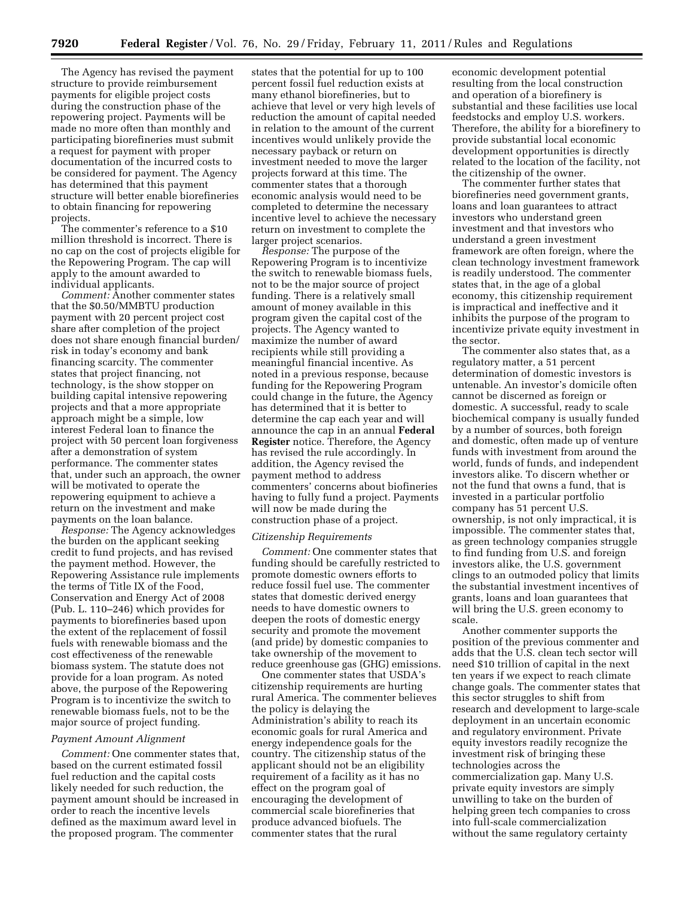The Agency has revised the payment structure to provide reimbursement payments for eligible project costs during the construction phase of the repowering project. Payments will be made no more often than monthly and participating biorefineries must submit a request for payment with proper documentation of the incurred costs to be considered for payment. The Agency has determined that this payment structure will better enable biorefineries to obtain financing for repowering projects.

The commenter's reference to a $10 million threshold is incorrect. There is no cap on the cost of projects eligible for the Repowering Program. The cap will apply to the amount awarded to individual applicants.

*Comment:* Another commenter states that the $0.50/MMBTU production payment with 20 percent project cost share after completion of the project does not share enough financial burden/risk in today's economy and bank financing scarcity. The commenter states that project financing, not technology, is the show stopper on building capital intensive repowering projects and that a more appropriate approach might be a simple, low interest Federal loan to finance the project with 50 percent loan forgiveness after a demonstration of system performance. The commenter states that, under such an approach, the owner will be motivated to operate the repowering equipment to achieve a return on the investment and make payments on the loan balance.

*Response:* The Agency acknowledges the burden on the applicant seeking credit to fund projects, and has revised the payment method. However, the Repowering Assistance rule implements the terms of Title IX of the Food, Conservation and Energy Act of 2008 (Pub. L. 110–246) which provides for payments to biorefineries based upon the extent of the replacement of fossil fuels with renewable biomass and the cost effectiveness of the renewable biomass system. The statute does not provide for a loan program. As noted above, the purpose of the Repowering Program is to incentivize the switch to renewable biomass fuels, not to be the major source of project funding.

### *Payment Amount Alignment*

*Comment:* One commenter states that, based on the current estimated fossil fuel reduction and the capital costs likely needed for such reduction, the payment amount should be increased in order to reach the incentive levels defined as the maximum award level in the proposed program. The commenter states that the potential for up to 100 percent fossil fuel reduction exists at many ethanol biorefineries, but to achieve that level or very high levels of reduction the amount of capital needed in relation to the amount of the current incentives would unlikely provide the necessary payback or return on investment needed to move the larger projects forward at this time. The commenter states that a thorough economic analysis would need to be completed to determine the necessary incentive level to achieve the necessary return on investment to complete the larger project scenarios.

*Response:* The purpose of the Repowering Program is to incentivize the switch to renewable biomass fuels, not to be the major source of project funding. There is a relatively small amount of money available in this program given the capital cost of the projects. The Agency wanted to maximize the number of award recipients while still providing a meaningful financial incentive. As noted in a previous response, because funding for the Repowering Program could change in the future, the Agency has determined that it is better to determine the cap each year and will announce the cap in an annual **Federal Register** notice. Therefore, the Agency has revised the rule accordingly. In addition, the Agency revised the payment method to address commenters' concerns about biofineries having to fully fund a project. Payments will now be made during the construction phase of a project.

### *Citizenship Requirements*

*Comment:* One commenter states that funding should be carefully restricted to promote domestic owners efforts to reduce fossil fuel use. The commenter states that domestic derived energy needs to have domestic owners to deepen the roots of domestic energy security and promote the movement (and pride) by domestic companies to take ownership of the movement to reduce greenhouse gas (GHG) emissions.

One commenter states that USDA's citizenship requirements are hurting rural America. The commenter believes the policy is delaying the Administration's ability to reach its economic goals for rural America and energy independence goals for the country. The citizenship status of the applicant should not be an eligibility requirement of a facility as it has no effect on the program goal of encouraging the development of commercial scale biorefineries that produce advanced biofuels. The commenter states that the rural economic development potential resulting from the local construction and operation of a biorefinery is substantial and these facilities use local feedstocks and employ U.S. workers. Therefore, the ability for a biorefinery to provide substantial local economic development opportunities is directly related to the location of the facility, not the citizenship of the owner.

The commenter further states that biorefineries need government grants, loans and loan guarantees to attract investors who understand green investment and that investors who understand a green investment framework are often foreign, where the clean technology investment framework is readily understood. The commenter states that, in the age of a global economy, this citizenship requirement is impractical and ineffective and it inhibits the purpose of the program to incentivize private equity investment in the sector.

The commenter also states that, as a regulatory matter, a 51 percent determination of domestic investors is untenable. An investor's domicile often cannot be discerned as foreign or domestic. A successful, ready to scale biochemical company is usually funded by a number of sources, both foreign and domestic, often made up of venture funds with investment from around the world, funds of funds, and independent investors alike. To discern whether or not the fund that owns a fund, that is invested in a particular portfolio company has 51 percent U.S. ownership, is not only impractical, it is impossible. The commenter states that, as green technology companies struggle to find funding from U.S. and foreign investors alike, the U.S. government clings to an outmoded policy that limits the substantial investment incentives of grants, loans and loan guarantees that will bring the U.S. green economy to scale.

Another commenter supports the position of the previous commenter and adds that the U.S. clean tech sector will need $10 trillion of capital in the next ten years if we expect to reach climate change goals. The commenter states that this sector struggles to shift from research and development to large-scale deployment in an uncertain economic and regulatory environment. Private equity investors readily recognize the investment risk of bringing these technologies across the commercialization gap. Many U.S. private equity investors are simply unwilling to take on the burden of helping green tech companies to cross into full-scale commercialization without the same regulatory certainty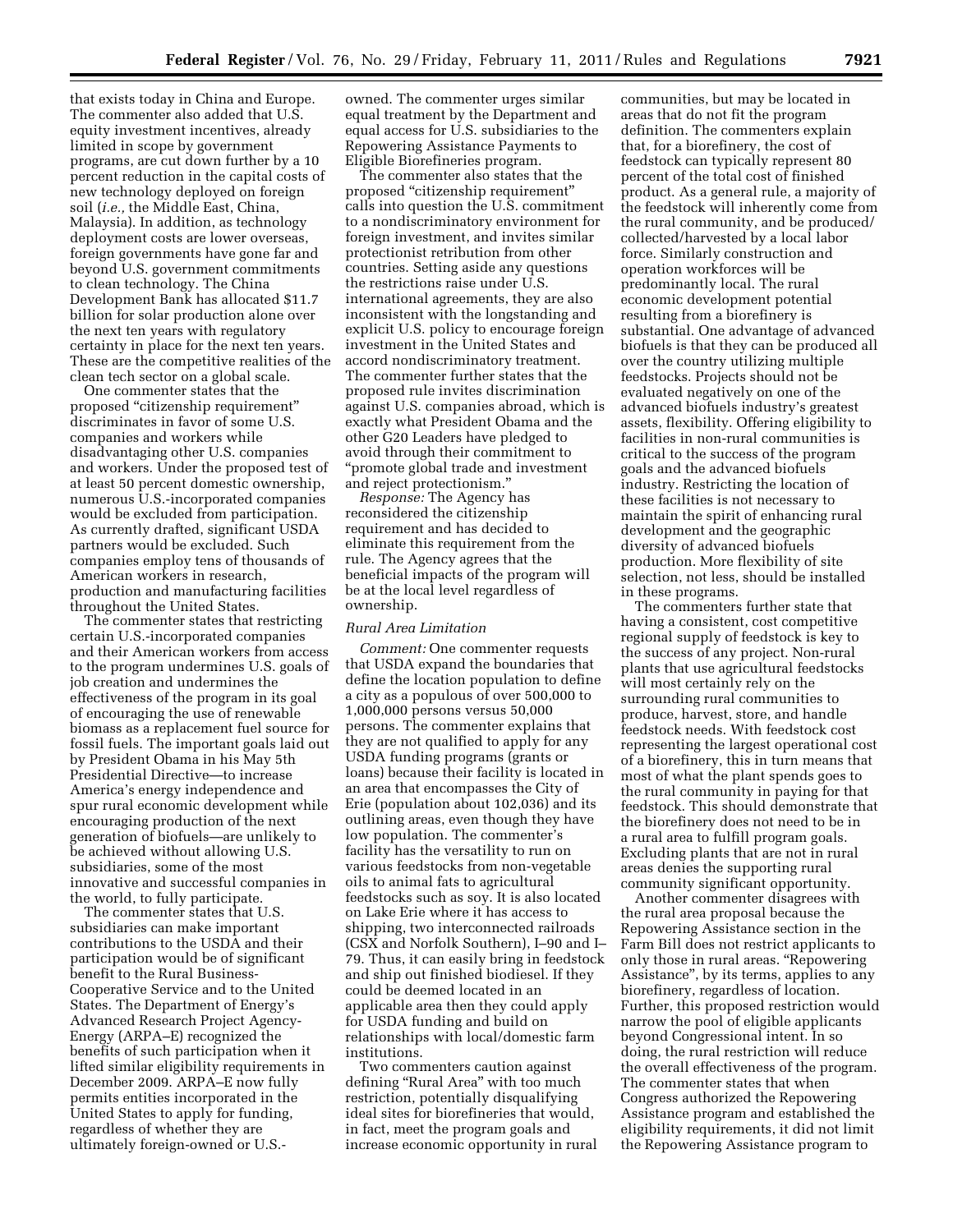that exists today in China and Europe. The commenter also added that U.S. equity investment incentives, already limited in scope by government programs, are cut down further by a 10 percent reduction in the capital costs of new technology deployed on foreign soil (*i.e.,* the Middle East, China, Malaysia). In addition, as technology deployment costs are lower overseas, foreign governments have gone far and beyond U.S. government commitments to clean technology. The China Development Bank has allocated $11.7 billion for solar production alone over the next ten years with regulatory certainty in place for the next ten years. These are the competitive realities of the clean tech sector on a global scale.

One commenter states that the proposed "citizenship requirement" discriminates in favor of some U.S. companies and workers while disadvantaging other U.S. companies and workers. Under the proposed test of at least 50 percent domestic ownership, numerous U.S.-incorporated companies would be excluded from participation. As currently drafted, significant USDA partners would be excluded. Such companies employ tens of thousands of American workers in research, production and manufacturing facilities throughout the United States.

The commenter states that restricting certain U.S.-incorporated companies and their American workers from access to the program undermines U.S. goals of job creation and undermines the effectiveness of the program in its goal of encouraging the use of renewable biomass as a replacement fuel source for fossil fuels. The important goals laid out by President Obama in his May 5th Presidential Directive—to increase America's energy independence and spur rural economic development while encouraging production of the next generation of biofuels—are unlikely to be achieved without allowing U.S. subsidiaries, some of the most innovative and successful companies in the world, to fully participate.

The commenter states that U.S. subsidiaries can make important contributions to the USDA and their participation would be of significant benefit to the Rural Business-Cooperative Service and to the United States. The Department of Energy's Advanced Research Project Agency-Energy (ARPA–E) recognized the benefits of such participation when it lifted similar eligibility requirements in December 2009. ARPA–E now fully permits entities incorporated in the United States to apply for funding, regardless of whether they are ultimately foreign-owned or U.S.-owned. The commenter urges similar equal treatment by the Department and equal access for U.S. subsidiaries to the Repowering Assistance Payments to Eligible Biorefineries program.

The commenter also states that the proposed "citizenship requirement" calls into question the U.S. commitment to a nondiscriminatory environment for foreign investment, and invites similar protectionist retribution from other countries. Setting aside any questions the restrictions raise under U.S. international agreements, they are also inconsistent with the longstanding and explicit U.S. policy to encourage foreign investment in the United States and accord nondiscriminatory treatment. The commenter further states that the proposed rule invites discrimination against U.S. companies abroad, which is exactly what President Obama and the other G20 Leaders have pledged to avoid through their commitment to "promote global trade and investment and reject protectionism."

*Response:* The Agency has reconsidered the citizenship requirement and has decided to eliminate this requirement from the rule. The Agency agrees that the beneficial impacts of the program will be at the local level regardless of ownership.

*Rural Area Limitation*

*Comment:* One commenter requests that USDA expand the boundaries that define the location population to define a city as a populous of over 500,000 to 1,000,000 persons versus 50,000 persons. The commenter explains that they are not qualified to apply for any USDA funding programs (grants or loans) because their facility is located in an area that encompasses the City of Erie (population about 102,036) and its outlining areas, even though they have low population. The commenter's facility has the versatility to run on various feedstocks from non-vegetable oils to animal fats to agricultural feedstocks such as soy. It is also located on Lake Erie where it has access to shipping, two interconnected railroads (CSX and Norfolk Southern), I–90 and I–79. Thus, it can easily bring in feedstock and ship out finished biodiesel. If they could be deemed located in an applicable area then they could apply for USDA funding and build on relationships with local/domestic farm institutions.

Two commenters caution against defining "Rural Area" with too much restriction, potentially disqualifying ideal sites for biorefineries that would, in fact, meet the program goals and increase economic opportunity in rural communities, but may be located in areas that do not fit the program definition. The commenters explain that, for a biorefinery, the cost of feedstock can typically represent 80 percent of the total cost of finished product. As a general rule, a majority of the feedstock will inherently come from the rural community, and be produced/collected/harvested by a local labor force. Similarly construction and operation workforces will be predominantly local. The rural economic development potential resulting from a biorefinery is substantial. One advantage of advanced biofuels is that they can be produced all over the country utilizing multiple feedstocks. Projects should not be evaluated negatively on one of the advanced biofuels industry's greatest assets, flexibility. Offering eligibility to facilities in non-rural communities is critical to the success of the program goals and the advanced biofuels industry. Restricting the location of these facilities is not necessary to maintain the spirit of enhancing rural development and the geographic diversity of advanced biofuels production. More flexibility of site selection, not less, should be installed in these programs.

The commenters further state that having a consistent, cost competitive regional supply of feedstock is key to the success of any project. Non-rural plants that use agricultural feedstocks will most certainly rely on the surrounding rural communities to produce, harvest, store, and handle feedstock needs. With feedstock cost representing the largest operational cost of a biorefinery, this in turn means that most of what the plant spends goes to the rural community in paying for that feedstock. This should demonstrate that the biorefinery does not need to be in a rural area to fulfill program goals. Excluding plants that are not in rural areas denies the supporting rural community significant opportunity.

Another commenter disagrees with the rural area proposal because the Repowering Assistance section in the Farm Bill does not restrict applicants to only those in rural areas. "Repowering Assistance", by its terms, applies to any biorefinery, regardless of location. Further, this proposed restriction would narrow the pool of eligible applicants beyond Congressional intent. In so doing, the rural restriction will reduce the overall effectiveness of the program. The commenter states that when Congress authorized the Repowering Assistance program and established the eligibility requirements, it did not limit the Repowering Assistance program to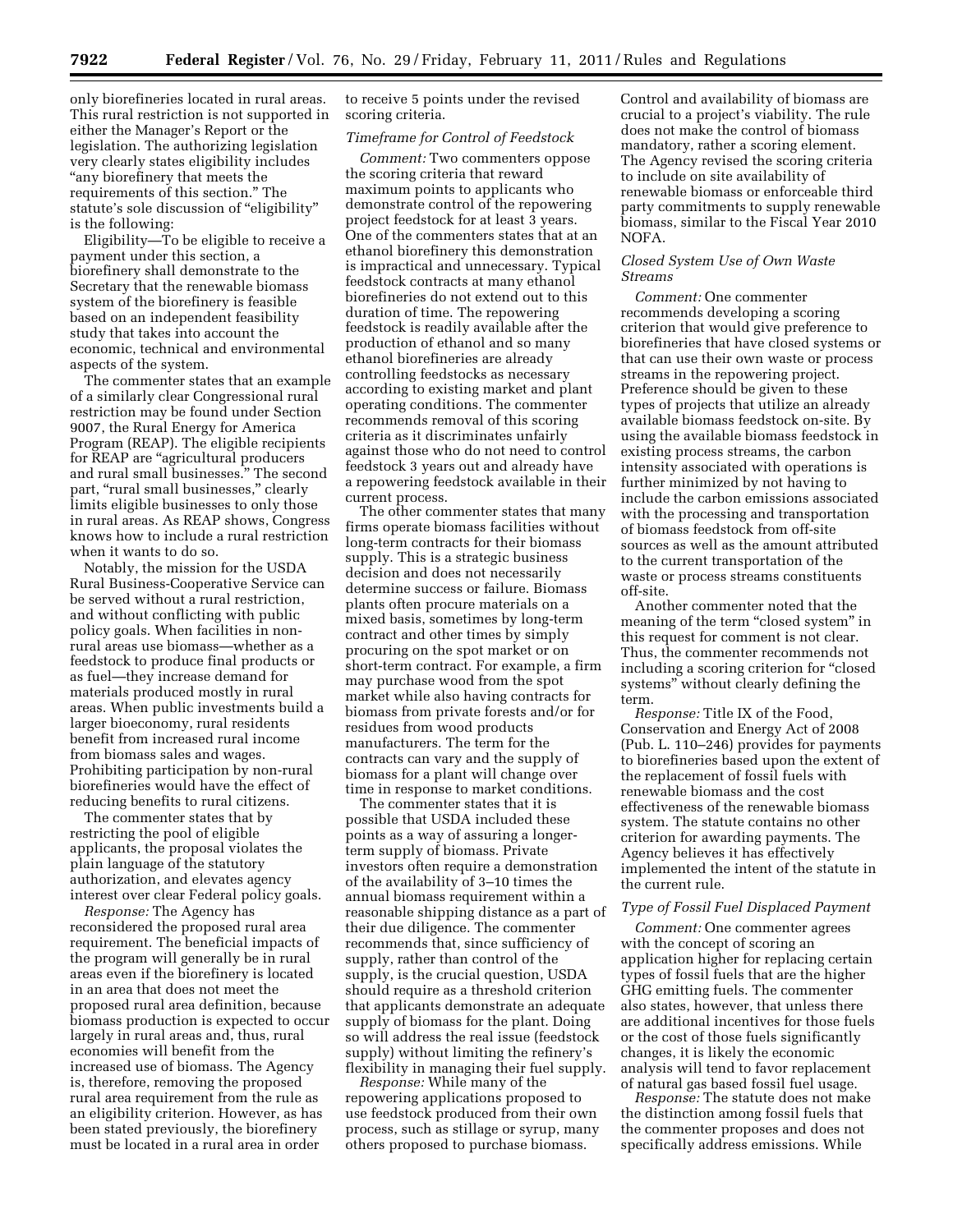only biorefineries located in rural areas. This rural restriction is not supported in either the Manager's Report or the legislation. The authorizing legislation very clearly states eligibility includes "any biorefinery that meets the requirements of this section." The statute's sole discussion of "eligibility" is the following:

Eligibility—To be eligible to receive a payment under this section, a biorefinery shall demonstrate to the Secretary that the renewable biomass system of the biorefinery is feasible based on an independent feasibility study that takes into account the economic, technical and environmental aspects of the system.

The commenter states that an example of a similarly clear Congressional rural restriction may be found under Section 9007, the Rural Energy for America Program (REAP). The eligible recipients for REAP are "agricultural producers and rural small businesses." The second part, "rural small businesses," clearly limits eligible businesses to only those in rural areas. As REAP shows, Congress knows how to include a rural restriction when it wants to do so.

Notably, the mission for the USDA Rural Business-Cooperative Service can be served without a rural restriction, and without conflicting with public policy goals. When facilities in non-rural areas use biomass—whether as a feedstock to produce final products or as fuel—they increase demand for materials produced mostly in rural areas. When public investments build a larger bioeconomy, rural residents benefit from increased rural income from biomass sales and wages. Prohibiting participation by non-rural biorefineries would have the effect of reducing benefits to rural citizens.

The commenter states that by restricting the pool of eligible applicants, the proposal violates the plain language of the statutory authorization, and elevates agency interest over clear Federal policy goals.

*Response:* The Agency has reconsidered the proposed rural area requirement. The beneficial impacts of the program will generally be in rural areas even if the biorefinery is located in an area that does not meet the proposed rural area definition, because biomass production is expected to occur largely in rural areas and, thus, rural economies will benefit from the increased use of biomass. The Agency is, therefore, removing the proposed rural area requirement from the rule as an eligibility criterion. However, as has been stated previously, the biorefinery must be located in a rural area in order to receive 5 points under the revised scoring criteria.

*Timeframe for Control of Feedstock*

*Comment:* Two commenters oppose the scoring criteria that reward maximum points to applicants who demonstrate control of the repowering project feedstock for at least 3 years. One of the commenters states that at an ethanol biorefinery this demonstration is impractical and unnecessary. Typical feedstock contracts at many ethanol biorefineries do not extend out to this duration of time. The repowering feedstock is readily available after the production of ethanol and so many ethanol biorefineries are already controlling feedstocks as necessary according to existing market and plant operating conditions. The commenter recommends removal of this scoring criteria as it discriminates unfairly against those who do not need to control feedstock 3 years out and already have a repowering feedstock available in their current process.

The other commenter states that many firms operate biomass facilities without long-term contracts for their biomass supply. This is a strategic business decision and does not necessarily determine success or failure. Biomass plants often procure materials on a mixed basis, sometimes by long-term contract and other times by simply procuring on the spot market or on short-term contract. For example, a firm may purchase wood from the spot market while also having contracts for biomass from private forests and/or for residues from wood products manufacturers. The term for the contracts can vary and the supply of biomass for a plant will change over time in response to market conditions.

The commenter states that it is possible that USDA included these points as a way of assuring a longer-term supply of biomass. Private investors often require a demonstration of the availability of 3–10 times the annual biomass requirement within a reasonable shipping distance as a part of their due diligence. The commenter recommends that, since sufficiency of supply, rather than control of the supply, is the crucial question, USDA should require as a threshold criterion that applicants demonstrate an adequate supply of biomass for the plant. Doing so will address the real issue (feedstock supply) without limiting the refinery's flexibility in managing their fuel supply.

*Response:* While many of the repowering applications proposed to use feedstock produced from their own process, such as stillage or syrup, many others proposed to purchase biomass. Control and availability of biomass are crucial to a project's viability. The rule does not make the control of biomass mandatory, rather a scoring element. The Agency revised the scoring criteria to include on site availability of renewable biomass or enforceable third party commitments to supply renewable biomass, similar to the Fiscal Year 2010 NOFA.

*Closed System Use of Own Waste Streams*

*Comment:* One commenter recommends developing a scoring criterion that would give preference to biorefineries that have closed systems or that can use their own waste or process streams in the repowering project. Preference should be given to these types of projects that utilize an already available biomass feedstock on-site. By using the available biomass feedstock in existing process streams, the carbon intensity associated with operations is further minimized by not having to include the carbon emissions associated with the processing and transportation of biomass feedstock from off-site sources as well as the amount attributed to the current transportation of the waste or process streams constituents off-site.

Another commenter noted that the meaning of the term "closed system" in this request for comment is not clear. Thus, the commenter recommends not including a scoring criterion for "closed systems" without clearly defining the term.

*Response:* Title IX of the Food, Conservation and Energy Act of 2008 (Pub. L. 110–246) provides for payments to biorefineries based upon the extent of the replacement of fossil fuels with renewable biomass and the cost effectiveness of the renewable biomass system. The statute contains no other criterion for awarding payments. The Agency believes it has effectively implemented the intent of the statute in the current rule.

*Type of Fossil Fuel Displaced Payment*

*Comment:* One commenter agrees with the concept of scoring an application higher for replacing certain types of fossil fuels that are the higher GHG emitting fuels. The commenter also states, however, that unless there are additional incentives for those fuels or the cost of those fuels significantly changes, it is likely the economic analysis will tend to favor replacement of natural gas based fossil fuel usage.

*Response:* The statute does not make the distinction among fossil fuels that the commenter proposes and does not specifically address emissions. While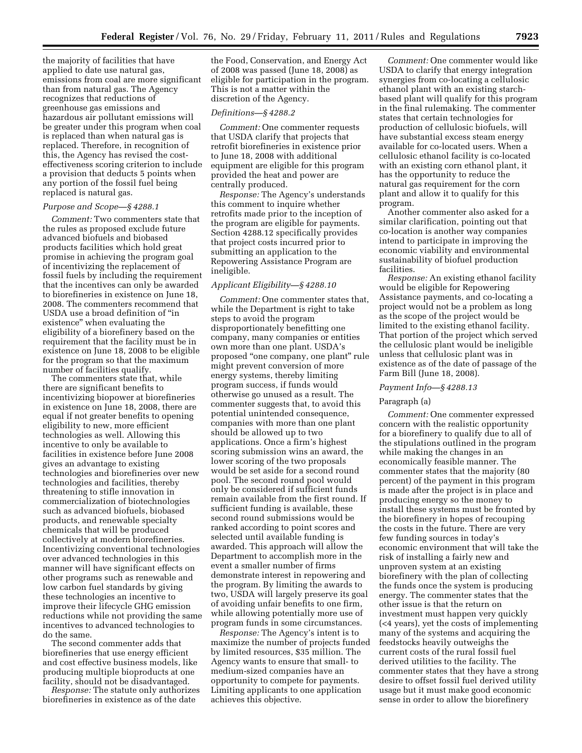the majority of facilities that have applied to date use natural gas, emissions from coal are more significant than from natural gas. The Agency recognizes that reductions of greenhouse gas emissions and hazardous air pollutant emissions will be greater under this program when coal is replaced than when natural gas is replaced. Therefore, in recognition of this, the Agency has revised the cost-effectiveness scoring criterion to include a provision that deducts 5 points when any portion of the fossil fuel being replaced is natural gas.

### *Purpose and Scope—§ 4288.1*

*Comment:* Two commenters state that the rules as proposed exclude future advanced biofuels and biobased products facilities which hold great promise in achieving the program goal of incentivizing the replacement of fossil fuels by including the requirement that the incentives can only be awarded to biorefineries in existence on June 18, 2008. The commenters recommend that USDA use a broad definition of "in existence" when evaluating the eligibility of a biorefinery based on the requirement that the facility must be in existence on June 18, 2008 to be eligible for the program so that the maximum number of facilities qualify.

The commenters state that, while there are significant benefits to incentivizing biopower at biorefineries in existence on June 18, 2008, there are equal if not greater benefits to opening eligibility to new, more efficient technologies as well. Allowing this incentive to only be available to facilities in existence before June 2008 gives an advantage to existing technologies and biorefineries over new technologies and facilities, thereby threatening to stifle innovation in commercialization of biotechnologies such as advanced biofuels, biobased products, and renewable specialty chemicals that will be produced collectively at modern biorefineries. Incentivizing conventional technologies over advanced technologies in this manner will have significant effects on other programs such as renewable and low carbon fuel standards by giving these technologies an incentive to improve their lifecycle GHG emission reductions while not providing the same incentives to advanced technologies to do the same.

The second commenter adds that biorefineries that use energy efficient and cost effective business models, like producing multiple bioproducts at one facility, should not be disadvantaged.

*Response:* The statute only authorizes biorefineries in existence as of the date the Food, Conservation, and Energy Act of 2008 was passed (June 18, 2008) as eligible for participation in the program. This is not a matter within the discretion of the Agency.

### *Definitions—§ 4288.2*

*Comment:* One commenter requests that USDA clarify that projects that retrofit biorefineries in existence prior to June 18, 2008 with additional equipment are eligible for this program provided the heat and power are centrally produced.

*Response:* The Agency's understands this comment to inquire whether retrofits made prior to the inception of the program are eligible for payments. Section 4288.12 specifically provides that project costs incurred prior to submitting an application to the Repowering Assistance Program are ineligible.

### *Applicant Eligibility—§ 4288.10*

*Comment:* One commenter states that, while the Department is right to take steps to avoid the program disproportionately benefitting one company, many companies or entities own more than one plant. USDA's proposed "one company, one plant" rule might prevent conversion of more energy systems, thereby limiting program success, if funds would otherwise go unused as a result. The commenter suggests that, to avoid this potential unintended consequence, companies with more than one plant should be allowed up to two applications. Once a firm's highest scoring submission wins an award, the lower scoring of the two proposals would be set aside for a second round pool. The second round pool would only be considered if sufficient funds remain available from the first round. If sufficient funding is available, these second round submissions would be ranked according to point scores and selected until available funding is awarded. This approach will allow the Department to accomplish more in the event a smaller number of firms demonstrate interest in repowering and the program. By limiting the awards to two, USDA will largely preserve its goal of avoiding unfair benefits to one firm, while allowing potentially more use of program funds in some circumstances.

*Response:* The Agency's intent is to maximize the number of projects funded by limited resources, $35 million. The Agency wants to ensure that small- to medium-sized companies have an opportunity to compete for payments. Limiting applicants to one application achieves this objective.

*Comment:* One commenter would like USDA to clarify that energy integration synergies from co-locating a cellulosic ethanol plant with an existing starch-based plant will qualify for this program in the final rulemaking. The commenter states that certain technologies for production of cellulosic biofuels, will have substantial excess steam energy available for co-located users. When a cellulosic ethanol facility is co-located with an existing corn ethanol plant, it has the opportunity to reduce the natural gas requirement for the corn plant and allow it to qualify for this program.

Another commenter also asked for a similar clarification, pointing out that co-location is another way companies intend to participate in improving the economic viability and environmental sustainability of biofuel production facilities.

*Response:* An existing ethanol facility would be eligible for Repowering Assistance payments, and co-locating a project would not be a problem as long as the scope of the project would be limited to the existing ethanol facility. That portion of the project which served the cellulosic plant would be ineligible unless that cellulosic plant was in existence as of the date of passage of the Farm Bill (June 18, 2008).

### *Payment Info—§ 4288.13*

Paragraph (a)

*Comment:* One commenter expressed concern with the realistic opportunity for a biorefinery to qualify due to all of the stipulations outlined in the program while making the changes in an economically feasible manner. The commenter states that the majority (80 percent) of the payment in this program is made after the project is in place and producing energy so the money to install these systems must be fronted by the biorefinery in hopes of recouping the costs in the future. There are very few funding sources in today's economic environment that will take the risk of installing a fairly new and unproven system at an existing biorefinery with the plan of collecting the funds once the system is producing energy. The commenter states that the other issue is that the return on investment must happen very quickly (<4 years), yet the costs of implementing many of the systems and acquiring the feedstocks heavily outweighs the current costs of the rural fossil fuel derived utilities to the facility. The commenter states that they have a strong desire to offset fossil fuel derived utility usage but it must make good economic sense in order to allow the biorefinery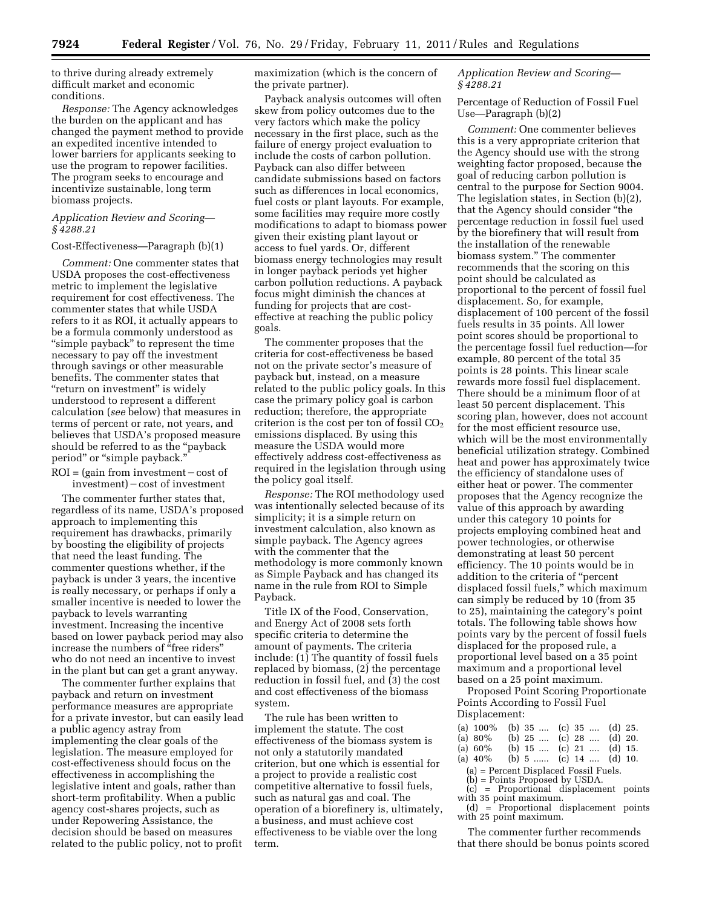to thrive during already extremely difficult market and economic conditions.

*Response:* The Agency acknowledges the burden on the applicant and has changed the payment method to provide an expedited incentive intended to lower barriers for applicants seeking to use the program to repower facilities. The program seeks to encourage and incentivize sustainable, long term biomass projects.

*Application Review and Scoring—§ 4288.21*

Cost-Effectiveness—Paragraph (b)(1)

*Comment:* One commenter states that USDA proposes the cost-effectiveness metric to implement the legislative requirement for cost effectiveness. The commenter states that while USDA refers to it as ROI, it actually appears to be a formula commonly understood as "simple payback" to represent the time necessary to pay off the investment through savings or other measurable benefits. The commenter states that "return on investment" is widely understood to represent a different calculation (*see* below) that measures in terms of percent or rate, not years, and believes that USDA's proposed measure should be referred to as the "payback period" or "simple payback."

ROI = (gain from investment − cost of investment) − cost of investment

The commenter further states that, regardless of its name, USDA's proposed approach to implementing this requirement has drawbacks, primarily by boosting the eligibility of projects that need the least funding. The commenter questions whether, if the payback is under 3 years, the incentive is really necessary, or perhaps if only a smaller incentive is needed to lower the payback to levels warranting investment. Increasing the incentive based on lower payback period may also increase the numbers of "free riders" who do not need an incentive to invest in the plant but can get a grant anyway.

The commenter further explains that payback and return on investment performance measures are appropriate for a private investor, but can easily lead a public agency astray from implementing the clear goals of the legislation. The measure employed for cost-effectiveness should focus on the effectiveness in accomplishing the legislative intent and goals, rather than short-term profitability. When a public agency cost-shares projects, such as under Repowering Assistance, the decision should be based on measures related to the public policy, not to profit maximization (which is the concern of the private partner).

Payback analysis outcomes will often skew from policy outcomes due to the very factors which make the policy necessary in the first place, such as the failure of energy project evaluation to include the costs of carbon pollution. Payback can also differ between candidate submissions based on factors such as differences in local economics, fuel costs or plant layouts. For example, some facilities may require more costly modifications to adapt to biomass power given their existing plant layout or access to fuel yards. Or, different biomass energy technologies may result in longer payback periods yet higher carbon pollution reductions. A payback focus might diminish the chances at funding for projects that are cost-effective at reaching the public policy goals.

The commenter proposes that the criteria for cost-effectiveness be based not on the private sector's measure of payback but, instead, on a measure related to the public policy goals. In this case the primary policy goal is carbon reduction; therefore, the appropriate criterion is the cost per ton of fossil $CO_2$ emissions displaced. By using this measure the USDA would more effectively address cost-effectiveness as required in the legislation through using the policy goal itself.

*Response:* The ROI methodology used was intentionally selected because of its simplicity; it is a simple return on investment calculation, also known as simple payback. The Agency agrees with the commenter that the methodology is more commonly known as Simple Payback and has changed its name in the rule from ROI to Simple Payback.

Title IX of the Food, Conservation, and Energy Act of 2008 sets forth specific criteria to determine the amount of payments. The criteria include: (1) The quantity of fossil fuels replaced by biomass, (2) the percentage reduction in fossil fuel, and (3) the cost and cost effectiveness of the biomass system.

The rule has been written to implement the statute. The cost effectiveness of the biomass system is not only a statutorily mandated criterion, but one which is essential for a project to provide a realistic cost competitive alternative to fossil fuels, such as natural gas and coal. The operation of a biorefinery is, ultimately, a business, and must achieve cost effectiveness to be viable over the long term.

*Application Review and Scoring—§ 4288.21*

Percentage of Reduction of Fossil Fuel Use—Paragraph (b)(2)

*Comment:* One commenter believes this is a very appropriate criterion that the Agency should use with the strong weighting factor proposed, because the goal of reducing carbon pollution is central to the purpose for Section 9004. The legislation states, in Section (b)(2), that the Agency should consider "the percentage reduction in fossil fuel used by the biorefinery that will result from the installation of the renewable biomass system." The commenter recommends that the scoring on this point should be calculated as proportional to the percent of fossil fuel displacement. So, for example, displacement of 100 percent of the fossil fuels results in 35 points. All lower point scores should be proportional to the percentage fossil fuel reduction—for example, 80 percent of the total 35 points is 28 points. This linear scale rewards more fossil fuel displacement. There should be a minimum floor of at least 50 percent displacement. This scoring plan, however, does not account for the most efficient resource use, which will be the most environmentally beneficial utilization strategy. Combined heat and power has approximately twice the efficiency of standalone uses of either heat or power. The commenter proposes that the Agency recognize the value of this approach by awarding under this category 10 points for projects employing combined heat and power technologies, or otherwise demonstrating at least 50 percent efficiency. The 10 points would be in addition to the criteria of "percent displaced fossil fuels," which maximum can simply be reduced by 10 (from 35 to 25), maintaining the category's point totals. The following table shows how points vary by the percent of fossil fuels displaced for the proposed rule, a proportional level based on a 35 point maximum and a proportional level based on a 25 point maximum.

Proposed Point Scoring Proportionate Points According to Fossil Fuel Displacement:

| (a) | (b) | (c) | (d) |
|---|---|---|---|
| 100% | 35 | 35 | 25 |
| 80% | 25 | 28 | 20 |
| 60% | 15 | 21 | 15 |
| 40% | 5 | 14 | 10 |

(a) = Percent Displaced Fossil Fuels.
(b) = Points Proposed by USDA.
(c) = Proportional displacement points with 35 point maximum.
(d) = Proportional displacement points with 25 point maximum.

The commenter further recommends that there should be bonus points scored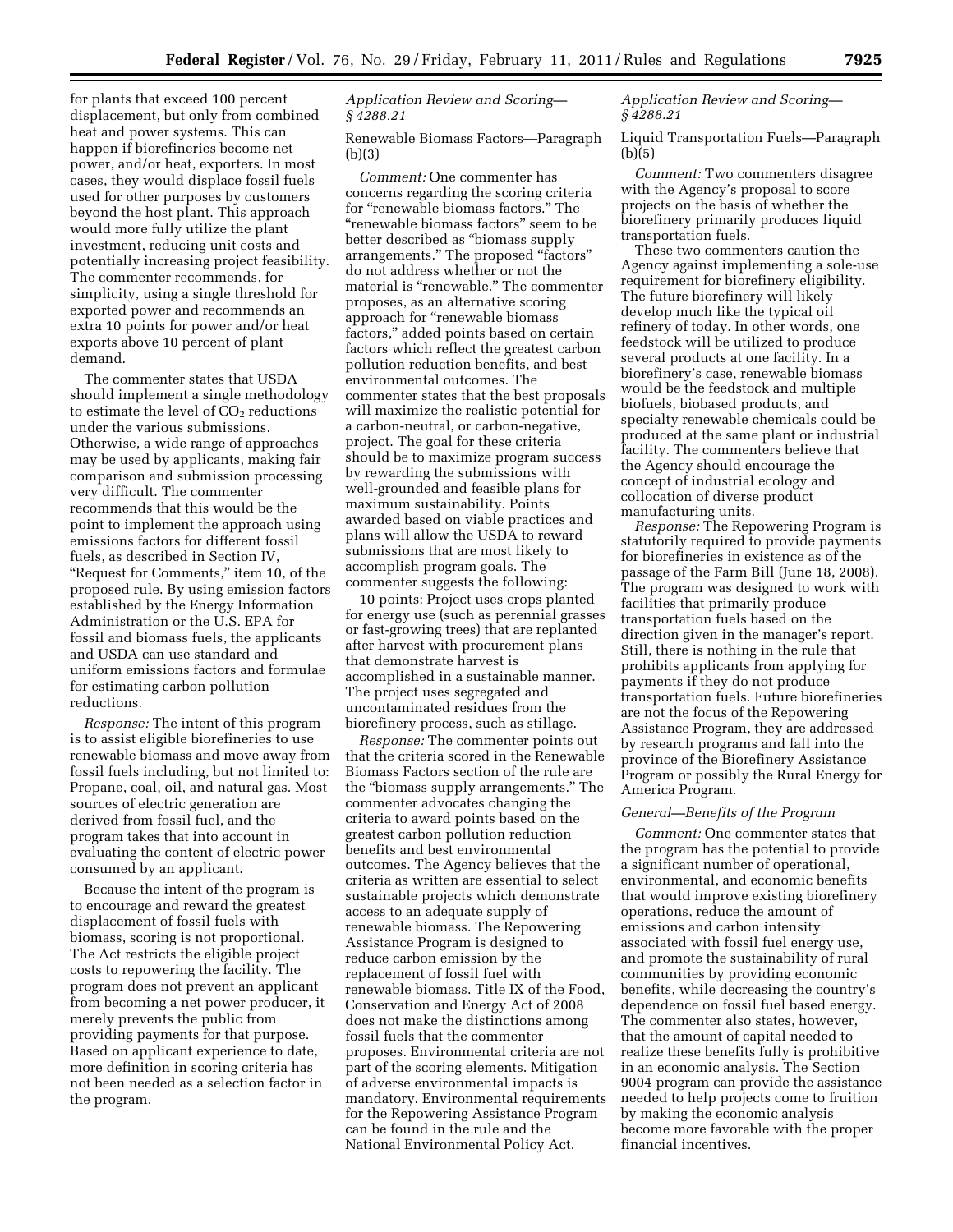for plants that exceed 100 percent displacement, but only from combined heat and power systems. This can happen if biorefineries become net power, and/or heat, exporters. In most cases, they would displace fossil fuels used for other purposes by customers beyond the host plant. This approach would more fully utilize the plant investment, reducing unit costs and potentially increasing project feasibility. The commenter recommends, for simplicity, using a single threshold for exported power and recommends an extra 10 points for power and/or heat exports above 10 percent of plant demand.

The commenter states that USDA should implement a single methodology to estimate the level of $CO_2$ reductions under the various submissions. Otherwise, a wide range of approaches may be used by applicants, making fair comparison and submission processing very difficult. The commenter recommends that this would be the point to implement the approach using emissions factors for different fossil fuels, as described in Section IV, "Request for Comments," item 10, of the proposed rule. By using emission factors established by the Energy Information Administration or the U.S. EPA for fossil and biomass fuels, the applicants and USDA can use standard and uniform emissions factors and formulae for estimating carbon pollution reductions.

*Response:* The intent of this program is to assist eligible biorefineries to use renewable biomass and move away from fossil fuels including, but not limited to: Propane, coal, oil, and natural gas. Most sources of electric generation are derived from fossil fuel, and the program takes that into account in evaluating the content of electric power consumed by an applicant.

Because the intent of the program is to encourage and reward the greatest displacement of fossil fuels with biomass, scoring is not proportional. The Act restricts the eligible project costs to repowering the facility. The program does not prevent an applicant from becoming a net power producer, it merely prevents the public from providing payments for that purpose. Based on applicant experience to date, more definition in scoring criteria has not been needed as a selection factor in the program.

*Application Review and Scoring—§ 4288.21*

Renewable Biomass Factors—Paragraph (b)(3)

*Comment:* One commenter has concerns regarding the scoring criteria for "renewable biomass factors." The "renewable biomass factors" seem to be better described as "biomass supply arrangements." The proposed "factors" do not address whether or not the material is "renewable." The commenter proposes, as an alternative scoring approach for "renewable biomass factors," added points based on certain factors which reflect the greatest carbon pollution reduction benefits, and best environmental outcomes. The commenter states that the best proposals will maximize the realistic potential for a carbon-neutral, or carbon-negative, project. The goal for these criteria should be to maximize program success by rewarding the submissions with well-grounded and feasible plans for maximum sustainability. Points awarded based on viable practices and plans will allow the USDA to reward submissions that are most likely to accomplish program goals. The commenter suggests the following:

10 points: Project uses crops planted for energy use (such as perennial grasses or fast-growing trees) that are replanted after harvest with procurement plans that demonstrate harvest is accomplished in a sustainable manner. The project uses segregated and uncontaminated residues from the biorefinery process, such as stillage.

*Response:* The commenter points out that the criteria scored in the Renewable Biomass Factors section of the rule are the "biomass supply arrangements." The commenter advocates changing the criteria to award points based on the greatest carbon pollution reduction benefits and best environmental outcomes. The Agency believes that the criteria as written are essential to select sustainable projects which demonstrate access to an adequate supply of renewable biomass. The Repowering Assistance Program is designed to reduce carbon emission by the replacement of fossil fuel with renewable biomass. Title IX of the Food, Conservation and Energy Act of 2008 does not make the distinctions among fossil fuels that the commenter proposes. Environmental criteria are not part of the scoring elements. Mitigation of adverse environmental impacts is mandatory. Environmental requirements for the Repowering Assistance Program can be found in the rule and the National Environmental Policy Act.

*Application Review and Scoring—§ 4288.21*

Liquid Transportation Fuels—Paragraph (b)(5)

*Comment:* Two commenters disagree with the Agency's proposal to score projects on the basis of whether the biorefinery primarily produces liquid transportation fuels.

These two commenters caution the Agency against implementing a sole-use requirement for biorefinery eligibility. The future biorefinery will likely develop much like the typical oil refinery of today. In other words, one feedstock will be utilized to produce several products at one facility. In a biorefinery's case, renewable biomass would be the feedstock and multiple biofuels, biobased products, and specialty renewable chemicals could be produced at the same plant or industrial facility. The commenters believe that the Agency should encourage the concept of industrial ecology and collocation of diverse product manufacturing units.

*Response:* The Repowering Program is statutorily required to provide payments for biorefineries in existence as of the passage of the Farm Bill (June 18, 2008). The program was designed to work with facilities that primarily produce transportation fuels based on the direction given in the manager's report. Still, there is nothing in the rule that prohibits applicants from applying for payments if they do not produce transportation fuels. Future biorefineries are not the focus of the Repowering Assistance Program, they are addressed by research programs and fall into the province of the Biorefinery Assistance Program or possibly the Rural Energy for America Program.

*General—Benefits of the Program*

*Comment:* One commenter states that the program has the potential to provide a significant number of operational, environmental, and economic benefits that would improve existing biorefinery operations, reduce the amount of emissions and carbon intensity associated with fossil fuel energy use, and promote the sustainability of rural communities by providing economic benefits, while decreasing the country's dependence on fossil fuel based energy. The commenter also states, however, that the amount of capital needed to realize these benefits fully is prohibitive in an economic analysis. The Section 9004 program can provide the assistance needed to help projects come to fruition by making the economic analysis become more favorable with the proper financial incentives.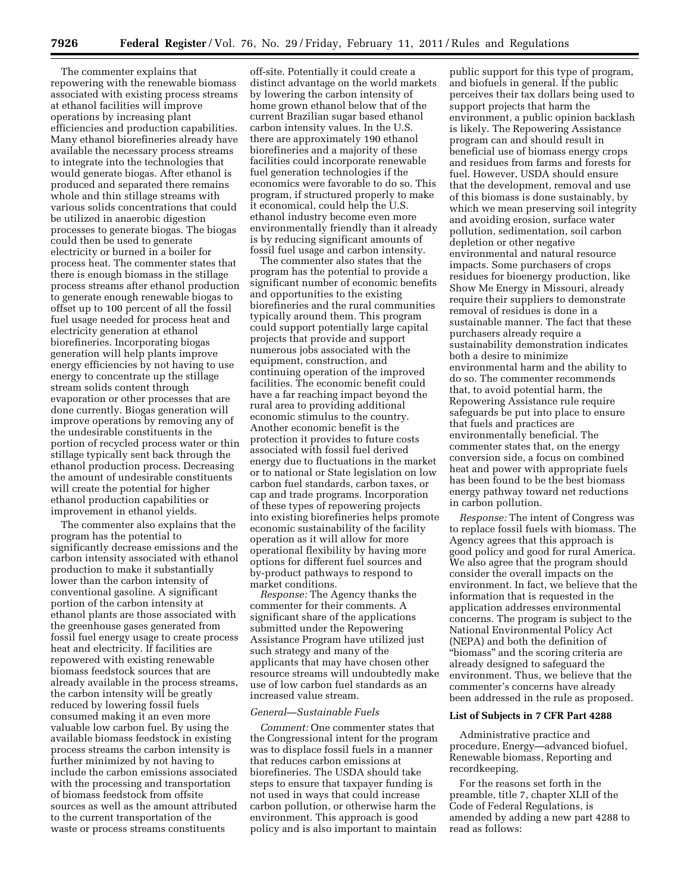The commenter explains that repowering with the renewable biomass associated with existing process streams at ethanol facilities will improve operations by increasing plant efficiencies and production capabilities. Many ethanol biorefineries already have available the necessary process streams to integrate into the technologies that would generate biogas. After ethanol is produced and separated there remains whole and thin stillage streams with various solids concentrations that could be utilized in anaerobic digestion processes to generate biogas. The biogas could then be used to generate electricity or burned in a boiler for process heat. The commenter states that there is enough biomass in the stillage process streams after ethanol production to generate enough renewable biogas to offset up to 100 percent of all the fossil fuel usage needed for process heat and electricity generation at ethanol biorefineries. Incorporating biogas generation will help plants improve energy efficiencies by not having to use energy to concentrate up the stillage stream solids content through evaporation or other processes that are done currently. Biogas generation will improve operations by removing any of the undesirable constituents in the portion of recycled process water or thin stillage typically sent back through the ethanol production process. Decreasing the amount of undesirable constituents will create the potential for higher ethanol production capabilities or improvement in ethanol yields.

The commenter also explains that the program has the potential to significantly decrease emissions and the carbon intensity associated with ethanol production to make it substantially lower than the carbon intensity of conventional gasoline. A significant portion of the carbon intensity at ethanol plants are those associated with the greenhouse gases generated from fossil fuel energy usage to create process heat and electricity. If facilities are repowered with existing renewable biomass feedstock sources that are already available in the process streams, the carbon intensity will be greatly reduced by lowering fossil fuels consumed making it an even more valuable low carbon fuel. By using the available biomass feedstock in existing process streams the carbon intensity is further minimized by not having to include the carbon emissions associated with the processing and transportation of biomass feedstock from offsite sources as well as the amount attributed to the current transportation of the waste or process streams constituents off-site. Potentially it could create a distinct advantage on the world markets by lowering the carbon intensity of home grown ethanol below that of the current Brazilian sugar based ethanol carbon intensity values. In the U.S. there are approximately 190 ethanol biorefineries and a majority of these facilities could incorporate renewable fuel generation technologies if the economics were favorable to do so. This program, if structured properly to make it economical, could help the U.S. ethanol industry become even more environmentally friendly than it already is by reducing significant amounts of fossil fuel usage and carbon intensity.

The commenter also states that the program has the potential to provide a significant number of economic benefits and opportunities to the existing biorefineries and the rural communities typically around them. This program could support potentially large capital projects that provide and support numerous jobs associated with the equipment, construction, and continuing operation of the improved facilities. The economic benefit could have a far reaching impact beyond the rural area to providing additional economic stimulus to the country. Another economic benefit is the protection it provides to future costs associated with fossil fuel derived energy due to fluctuations in the market or to national or State legislation on low carbon fuel standards, carbon taxes, or cap and trade programs. Incorporation of these types of repowering projects into existing biorefineries helps promote economic sustainability of the facility operation as it will allow for more operational flexibility by having more options for different fuel sources and by-product pathways to respond to market conditions.

*Response:* The Agency thanks the commenter for their comments. A significant share of the applications submitted under the Repowering Assistance Program have utilized just such strategy and many of the applicants that may have chosen other resource streams will undoubtedly make use of low carbon fuel standards as an increased value stream.

*General—Sustainable Fuels*

*Comment:* One commenter states that the Congressional intent for the program was to displace fossil fuels in a manner that reduces carbon emissions at biorefineries. The USDA should take steps to ensure that taxpayer funding is not used in ways that could increase carbon pollution, or otherwise harm the environment. This approach is good policy and is also important to maintain public support for this type of program, and biofuels in general. If the public perceives their tax dollars being used to support projects that harm the environment, a public opinion backlash is likely. The Repowering Assistance program can and should result in beneficial use of biomass energy crops and residues from farms and forests for fuel. However, USDA should ensure that the development, removal and use of this biomass is done sustainably, by which we mean preserving soil integrity and avoiding erosion, surface water pollution, sedimentation, soil carbon depletion or other negative environmental and natural resource impacts. Some purchasers of crops residues for bioenergy production, like Show Me Energy in Missouri, already require their suppliers to demonstrate removal of residues is done in a sustainable manner. The fact that these purchasers already require a sustainability demonstration indicates both a desire to minimize environmental harm and the ability to do so. The commenter recommends that, to avoid potential harm, the Repowering Assistance rule require safeguards be put into place to ensure that fuels and practices are environmentally beneficial. The commenter states that, on the energy conversion side, a focus on combined heat and power with appropriate fuels has been found to be the best biomass energy pathway toward net reductions in carbon pollution.

*Response:* The intent of Congress was to replace fossil fuels with biomass. The Agency agrees that this approach is good policy and good for rural America. We also agree that the program should consider the overall impacts on the environment. In fact, we believe that the information that is requested in the application addresses environmental concerns. The program is subject to the National Environmental Policy Act (NEPA) and both the definition of "biomass" and the scoring criteria are already designed to safeguard the environment. Thus, we believe that the commenter's concerns have already been addressed in the rule as proposed.

**List of Subjects in 7 CFR Part 4288**

Administrative practice and procedure, Energy—advanced biofuel, Renewable biomass, Reporting and recordkeeping.

For the reasons set forth in the preamble, title 7, chapter XLII of the Code of Federal Regulations, is amended by adding a new part 4288 to read as follows: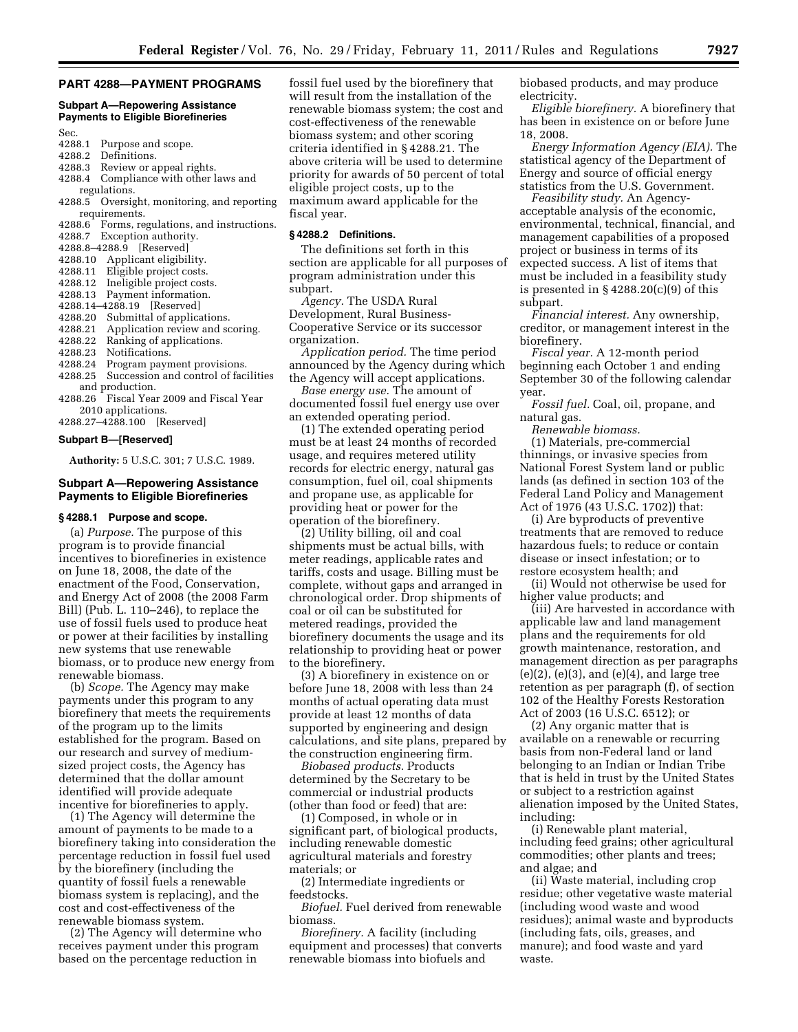## PART 4288—PAYMENT PROGRAMS

### Subpart A—Repowering Assistance Payments to Eligible Biorefineries

Sec.
4288.1 Purpose and scope.
4288.2 Definitions.
4288.3 Review or appeal rights.
4288.4 Compliance with other laws and regulations.
4288.5 Oversight, monitoring, and reporting requirements.
4288.6 Forms, regulations, and instructions.
4288.7 Exception authority.
4288.8–4288.9 [Reserved]
4288.10 Applicant eligibility.
4288.11 Eligible project costs.
4288.12 Ineligible project costs.
4288.13 Payment information.
4288.14–4288.19 [Reserved]
4288.20 Submittal of applications.
4288.21 Application review and scoring.
4288.22 Ranking of applications.
4288.23 Notifications.
4288.24 Program payment provisions.
4288.25 Succession and control of facilities and production.
4288.26 Fiscal Year 2009 and Fiscal Year 2010 applications.
4288.27–4288.100 [Reserved]

### Subpart B—[Reserved]

**Authority:** 5 U.S.C. 301; 7 U.S.C. 1989.

### Subpart A—Repowering Assistance Payments to Eligible Biorefineries

#### § 4288.1 Purpose and scope.

(a) *Purpose.* The purpose of this program is to provide financial incentives to biorefineries in existence on June 18, 2008, the date of the enactment of the Food, Conservation, and Energy Act of 2008 (the 2008 Farm Bill) (Pub. L. 110–246), to replace the use of fossil fuels used to produce heat or power at their facilities by installing new systems that use renewable biomass, or to produce new energy from renewable biomass.

(b) *Scope.* The Agency may make payments under this program to any biorefinery that meets the requirements of the program up to the limits established for the program. Based on our research and survey of medium-sized project costs, the Agency has determined that the dollar amount identified will provide adequate incentive for biorefineries to apply.

(1) The Agency will determine the amount of payments to be made to a biorefinery taking into consideration the percentage reduction in fossil fuel used by the biorefinery (including the quantity of fossil fuels a renewable biomass system is replacing), and the cost and cost-effectiveness of the renewable biomass system.

(2) The Agency will determine who receives payment under this program based on the percentage reduction in fossil fuel used by the biorefinery that will result from the installation of the renewable biomass system; the cost and cost-effectiveness of the renewable biomass system; and other scoring criteria identified in § 4288.21. The above criteria will be used to determine priority for awards of 50 percent of total eligible project costs, up to the maximum award applicable for the fiscal year.

#### § 4288.2 Definitions.

The definitions set forth in this section are applicable for all purposes of program administration under this subpart.

*Agency.* The USDA Rural Development, Rural Business-Cooperative Service or its successor organization.

*Application period.* The time period announced by the Agency during which the Agency will accept applications.

*Base energy use.* The amount of documented fossil fuel energy use over an extended operating period.

(1) The extended operating period must be at least 24 months of recorded usage, and requires metered utility records for electric energy, natural gas consumption, fuel oil, coal shipments and propane use, as applicable for providing heat or power for the operation of the biorefinery.

(2) Utility billing, oil and coal shipments must be actual bills, with meter readings, applicable rates and tariffs, costs and usage. Billing must be complete, without gaps and arranged in chronological order. Drop shipments of coal or oil can be substituted for metered readings, provided the biorefinery documents the usage and its relationship to providing heat or power to the biorefinery.

(3) A biorefinery in existence on or before June 18, 2008 with less than 24 months of actual operating data must provide at least 12 months of data supported by engineering and design calculations, and site plans, prepared by the construction engineering firm.

*Biobased products.* Products determined by the Secretary to be commercial or industrial products (other than food or feed) that are:

(1) Composed, in whole or in significant part, of biological products, including renewable domestic agricultural materials and forestry materials; or

(2) Intermediate ingredients or feedstocks.

*Biofuel.* Fuel derived from renewable biomass.

*Biorefinery.* A facility (including equipment and processes) that converts renewable biomass into biofuels and biobased products, and may produce electricity.

*Eligible biorefinery.* A biorefinery that has been in existence on or before June 18, 2008.

*Energy Information Agency (EIA).* The statistical agency of the Department of Energy and source of official energy statistics from the U.S. Government.

*Feasibility study.* An Agency-acceptable analysis of the economic, environmental, technical, financial, and management capabilities of a proposed project or business in terms of its expected success. A list of items that must be included in a feasibility study is presented in § 4288.20(c)(9) of this subpart.

*Financial interest.* Any ownership, creditor, or management interest in the biorefinery.

*Fiscal year.* A 12-month period beginning each October 1 and ending September 30 of the following calendar year.

*Fossil fuel.* Coal, oil, propane, and natural gas.

*Renewable biomass.*

(1) Materials, pre-commercial thinnings, or invasive species from National Forest System land or public lands (as defined in section 103 of the Federal Land Policy and Management Act of 1976 (43 U.S.C. 1702)) that:

(i) Are byproducts of preventive treatments that are removed to reduce hazardous fuels; to reduce or contain disease or insect infestation; or to restore ecosystem health; and

(ii) Would not otherwise be used for higher value products; and

(iii) Are harvested in accordance with applicable law and land management plans and the requirements for old growth maintenance, restoration, and management direction as per paragraphs (e)(2), (e)(3), and (e)(4), and large tree retention as per paragraph (f), of section 102 of the Healthy Forests Restoration Act of 2003 (16 U.S.C. 6512); or

(2) Any organic matter that is available on a renewable or recurring basis from non-Federal land or land belonging to an Indian or Indian Tribe that is held in trust by the United States or subject to a restriction against alienation imposed by the United States, including:

(i) Renewable plant material, including feed grains; other agricultural commodities; other plants and trees; and algae; and

(ii) Waste material, including crop residue; other vegetative waste material (including wood waste and wood residues); animal waste and byproducts (including fats, oils, greases, and manure); and food waste and yard waste.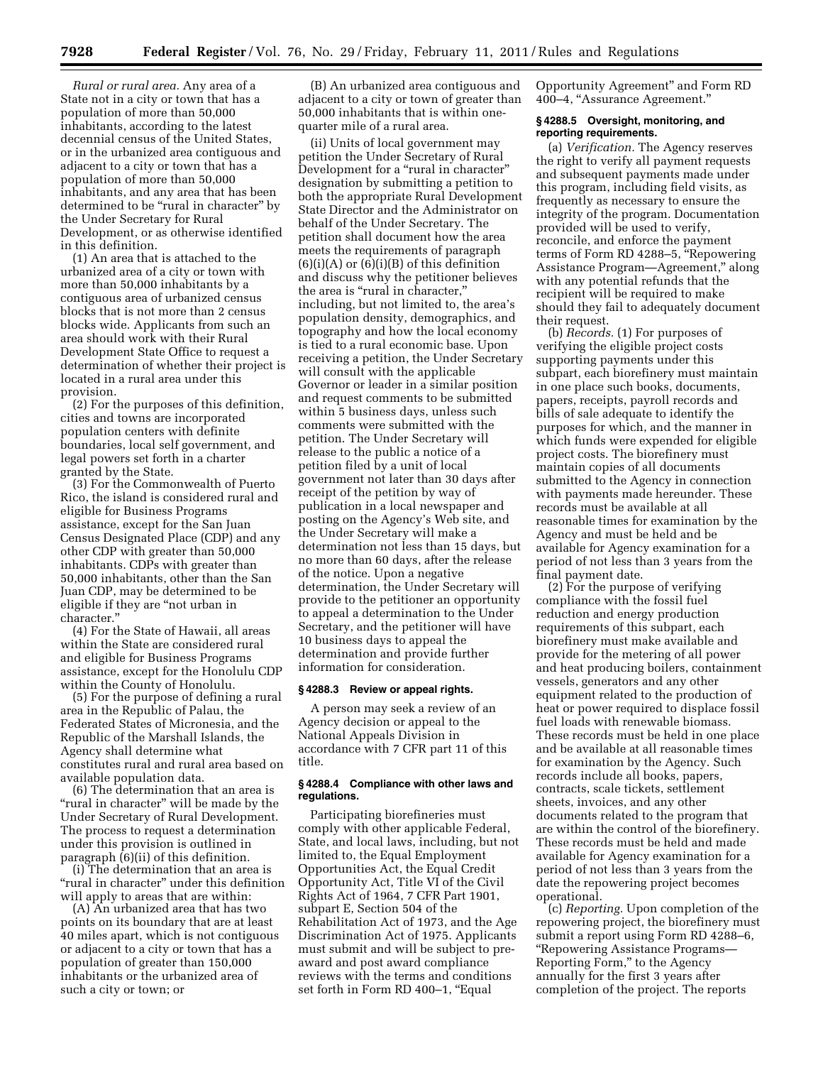*Rural or rural area.* Any area of a State not in a city or town that has a population of more than 50,000 inhabitants, according to the latest decennial census of the United States, or in the urbanized area contiguous and adjacent to a city or town that has a population of more than 50,000 inhabitants, and any area that has been determined to be "rural in character" by the Under Secretary for Rural Development, or as otherwise identified in this definition.

(1) An area that is attached to the urbanized area of a city or town with more than 50,000 inhabitants by a contiguous area of urbanized census blocks that is not more than 2 census blocks wide. Applicants from such an area should work with their Rural Development State Office to request a determination of whether their project is located in a rural area under this provision.

(2) For the purposes of this definition, cities and towns are incorporated population centers with definite boundaries, local self government, and legal powers set forth in a charter granted by the State.

(3) For the Commonwealth of Puerto Rico, the island is considered rural and eligible for Business Programs assistance, except for the San Juan Census Designated Place (CDP) and any other CDP with greater than 50,000 inhabitants. CDPs with greater than 50,000 inhabitants, other than the San Juan CDP, may be determined to be eligible if they are "not urban in character."

(4) For the State of Hawaii, all areas within the State are considered rural and eligible for Business Programs assistance, except for the Honolulu CDP within the County of Honolulu.

(5) For the purpose of defining a rural area in the Republic of Palau, the Federated States of Micronesia, and the Republic of the Marshall Islands, the Agency shall determine what constitutes rural and rural area based on available population data.

(6) The determination that an area is "rural in character" will be made by the Under Secretary of Rural Development. The process to request a determination under this provision is outlined in paragraph (6)(ii) of this definition.

(i) The determination that an area is "rural in character" under this definition will apply to areas that are within:

(A) An urbanized area that has two points on its boundary that are at least 40 miles apart, which is not contiguous or adjacent to a city or town that has a population of greater than 150,000 inhabitants or the urbanized area of such a city or town; or

(B) An urbanized area contiguous and adjacent to a city or town of greater than 50,000 inhabitants that is within one-quarter mile of a rural area.

(ii) Units of local government may petition the Under Secretary of Rural Development for a "rural in character" designation by submitting a petition to both the appropriate Rural Development State Director and the Administrator on behalf of the Under Secretary. The petition shall document how the area meets the requirements of paragraph (6)(i)(A) or (6)(i)(B) of this definition and discuss why the petitioner believes the area is "rural in character," including, but not limited to, the area's population density, demographics, and topography and how the local economy is tied to a rural economic base. Upon receiving a petition, the Under Secretary will consult with the applicable Governor or leader in a similar position and request comments to be submitted within 5 business days, unless such comments were submitted with the petition. The Under Secretary will release to the public a notice of a petition filed by a unit of local government not later than 30 days after receipt of the petition by way of publication in a local newspaper and posting on the Agency's Web site, and the Under Secretary will make a determination not less than 15 days, but no more than 60 days, after the release of the notice. Upon a negative determination, the Under Secretary will provide to the petitioner an opportunity to appeal a determination to the Under Secretary, and the petitioner will have 10 business days to appeal the determination and provide further information for consideration.

### § 4288.3 Review or appeal rights.

A person may seek a review of an Agency decision or appeal to the National Appeals Division in accordance with 7 CFR part 11 of this title.

### § 4288.4 Compliance with other laws and regulations.

Participating biorefineries must comply with other applicable Federal, State, and local laws, including, but not limited to, the Equal Employment Opportunities Act, the Equal Credit Opportunity Act, Title VI of the Civil Rights Act of 1964, 7 CFR Part 1901, subpart E, Section 504 of the Rehabilitation Act of 1973, and the Age Discrimination Act of 1975. Applicants must submit and will be subject to pre-award and post award compliance reviews with the terms and conditions set forth in Form RD 400–1, "Equal Opportunity Agreement" and Form RD 400–4, "Assurance Agreement."

### § 4288.5 Oversight, monitoring, and reporting requirements.

(a) *Verification.* The Agency reserves the right to verify all payment requests and subsequent payments made under this program, including field visits, as frequently as necessary to ensure the integrity of the program. Documentation provided will be used to verify, reconcile, and enforce the payment terms of Form RD 4288–5, "Repowering Assistance Program—Agreement," along with any potential refunds that the recipient will be required to make should they fail to adequately document their request.

(b) *Records.* (1) For purposes of verifying the eligible project costs supporting payments under this subpart, each biorefinery must maintain in one place such books, documents, papers, receipts, payroll records and bills of sale adequate to identify the purposes for which, and the manner in which funds were expended for eligible project costs. The biorefinery must maintain copies of all documents submitted to the Agency in connection with payments made hereunder. These records must be available at all reasonable times for examination by the Agency and must be held and be available for Agency examination for a period of not less than 3 years from the final payment date.

(2) For the purpose of verifying compliance with the fossil fuel reduction and energy production requirements of this subpart, each biorefinery must make available and provide for the metering of all power and heat producing boilers, containment vessels, generators and any other equipment related to the production of heat or power required to displace fossil fuel loads with renewable biomass. These records must be held in one place and be available at all reasonable times for examination by the Agency. Such records include all books, papers, contracts, scale tickets, settlement sheets, invoices, and any other documents related to the program that are within the control of the biorefinery. These records must be held and made available for Agency examination for a period of not less than 3 years from the date the repowering project becomes operational.

(c) *Reporting.* Upon completion of the repowering project, the biorefinery must submit a report using Form RD 4288–6, "Repowering Assistance Programs—Reporting Form," to the Agency annually for the first 3 years after completion of the project. The reports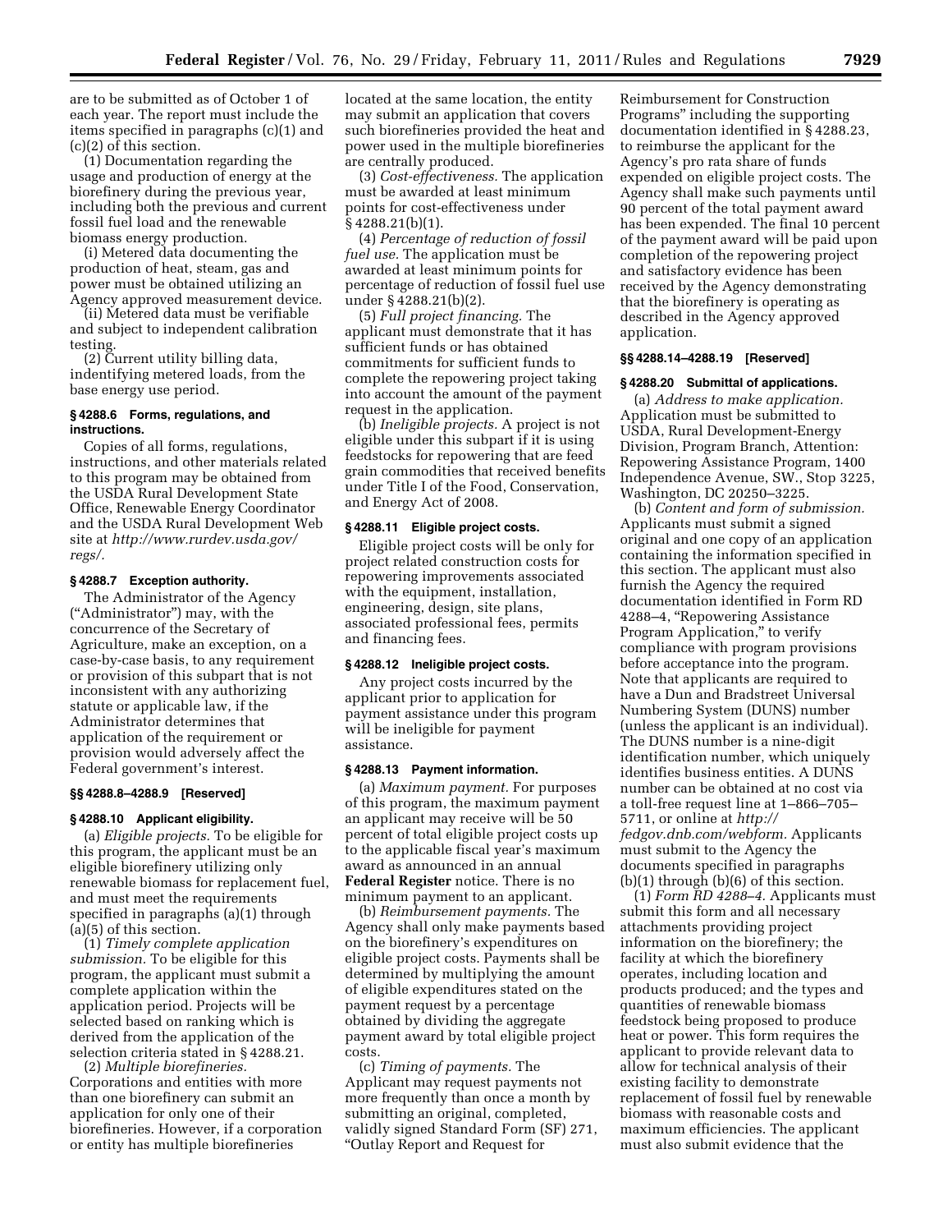are to be submitted as of October 1 of each year. The report must include the items specified in paragraphs (c)(1) and (c)(2) of this section.

(1) Documentation regarding the usage and production of energy at the biorefinery during the previous year, including both the previous and current fossil fuel load and the renewable biomass energy production.

(i) Metered data documenting the production of heat, steam, gas and power must be obtained utilizing an Agency approved measurement device.

(ii) Metered data must be verifiable and subject to independent calibration testing.

(2) Current utility billing data, indentifying metered loads, from the base energy use period.

### § 4288.6 Forms, regulations, and instructions.

Copies of all forms, regulations, instructions, and other materials related to this program may be obtained from the USDA Rural Development State Office, Renewable Energy Coordinator and the USDA Rural Development Web site at *http://www.rurdev.usda.gov/regs/.*

### § 4288.7 Exception authority.

The Administrator of the Agency ("Administrator") may, with the concurrence of the Secretary of Agriculture, make an exception, on a case-by-case basis, to any requirement or provision of this subpart that is not inconsistent with any authorizing statute or applicable law, if the Administrator determines that application of the requirement or provision would adversely affect the Federal government's interest.

### §§ 4288.8–4288.9 [Reserved]

### § 4288.10 Applicant eligibility.

(a) *Eligible projects.* To be eligible for this program, the applicant must be an eligible biorefinery utilizing only renewable biomass for replacement fuel, and must meet the requirements specified in paragraphs (a)(1) through (a)(5) of this section.

(1) *Timely complete application submission.* To be eligible for this program, the applicant must submit a complete application within the application period. Projects will be selected based on ranking which is derived from the application of the selection criteria stated in § 4288.21.

(2) *Multiple biorefineries.* Corporations and entities with more than one biorefinery can submit an application for only one of their biorefineries. However, if a corporation or entity has multiple biorefineries located at the same location, the entity may submit an application that covers such biorefineries provided the heat and power used in the multiple biorefineries are centrally produced.

(3) *Cost-effectiveness.* The application must be awarded at least minimum points for cost-effectiveness under § 4288.21(b)(1).

(4) *Percentage of reduction of fossil fuel use.* The application must be awarded at least minimum points for percentage of reduction of fossil fuel use under § 4288.21(b)(2).

(5) *Full project financing.* The applicant must demonstrate that it has sufficient funds or has obtained commitments for sufficient funds to complete the repowering project taking into account the amount of the payment request in the application.

(b) *Ineligible projects.* A project is not eligible under this subpart if it is using feedstocks for repowering that are feed grain commodities that received benefits under Title I of the Food, Conservation, and Energy Act of 2008.

### § 4288.11 Eligible project costs.

Eligible project costs will be only for project related construction costs for repowering improvements associated with the equipment, installation, engineering, design, site plans, associated professional fees, permits and financing fees.

### § 4288.12 Ineligible project costs.

Any project costs incurred by the applicant prior to application for payment assistance under this program will be ineligible for payment assistance.

### § 4288.13 Payment information.

(a) *Maximum payment.* For purposes of this program, the maximum payment an applicant may receive will be 50 percent of total eligible project costs up to the applicable fiscal year's maximum award as announced in an annual **Federal Register** notice. There is no minimum payment to an applicant.

(b) *Reimbursement payments.* The Agency shall only make payments based on the biorefinery's expenditures on eligible project costs. Payments shall be determined by multiplying the amount of eligible expenditures stated on the payment request by a percentage obtained by dividing the aggregate payment award by total eligible project costs.

(c) *Timing of payments.* The Applicant may request payments not more frequently than once a month by submitting an original, completed, validly signed Standard Form (SF) 271, "Outlay Report and Request for Reimbursement for Construction Programs" including the supporting documentation identified in § 4288.23, to reimburse the applicant for the Agency's pro rata share of funds expended on eligible project costs. The Agency shall make such payments until 90 percent of the total payment award has been expended. The final 10 percent of the payment award will be paid upon completion of the repowering project and satisfactory evidence has been received by the Agency demonstrating that the biorefinery is operating as described in the Agency approved application.

### §§ 4288.14–4288.19 [Reserved]

### § 4288.20 Submittal of applications.

(a) *Address to make application.* Application must be submitted to USDA, Rural Development-Energy Division, Program Branch, Attention: Repowering Assistance Program, 1400 Independence Avenue, SW., Stop 3225, Washington, DC 20250–3225.

(b) *Content and form of submission.* Applicants must submit a signed original and one copy of an application containing the information specified in this section. The applicant must also furnish the Agency the required documentation identified in Form RD 4288–4, "Repowering Assistance Program Application," to verify compliance with program provisions before acceptance into the program. Note that applicants are required to have a Dun and Bradstreet Universal Numbering System (DUNS) number (unless the applicant is an individual). The DUNS number is a nine-digit identification number, which uniquely identifies business entities. A DUNS number can be obtained at no cost via a toll-free request line at 1–866–705–5711, or online at *http://fedgov.dnb.com/webform.* Applicants must submit to the Agency the documents specified in paragraphs (b)(1) through (b)(6) of this section.

(1) *Form RD 4288–4.* Applicants must submit this form and all necessary attachments providing project information on the biorefinery; the facility at which the biorefinery operates, including location and products produced; and the types and quantities of renewable biomass feedstock being proposed to produce heat or power. This form requires the applicant to provide relevant data to allow for technical analysis of their existing facility to demonstrate replacement of fossil fuel by renewable biomass with reasonable costs and maximum efficiencies. The applicant must also submit evidence that the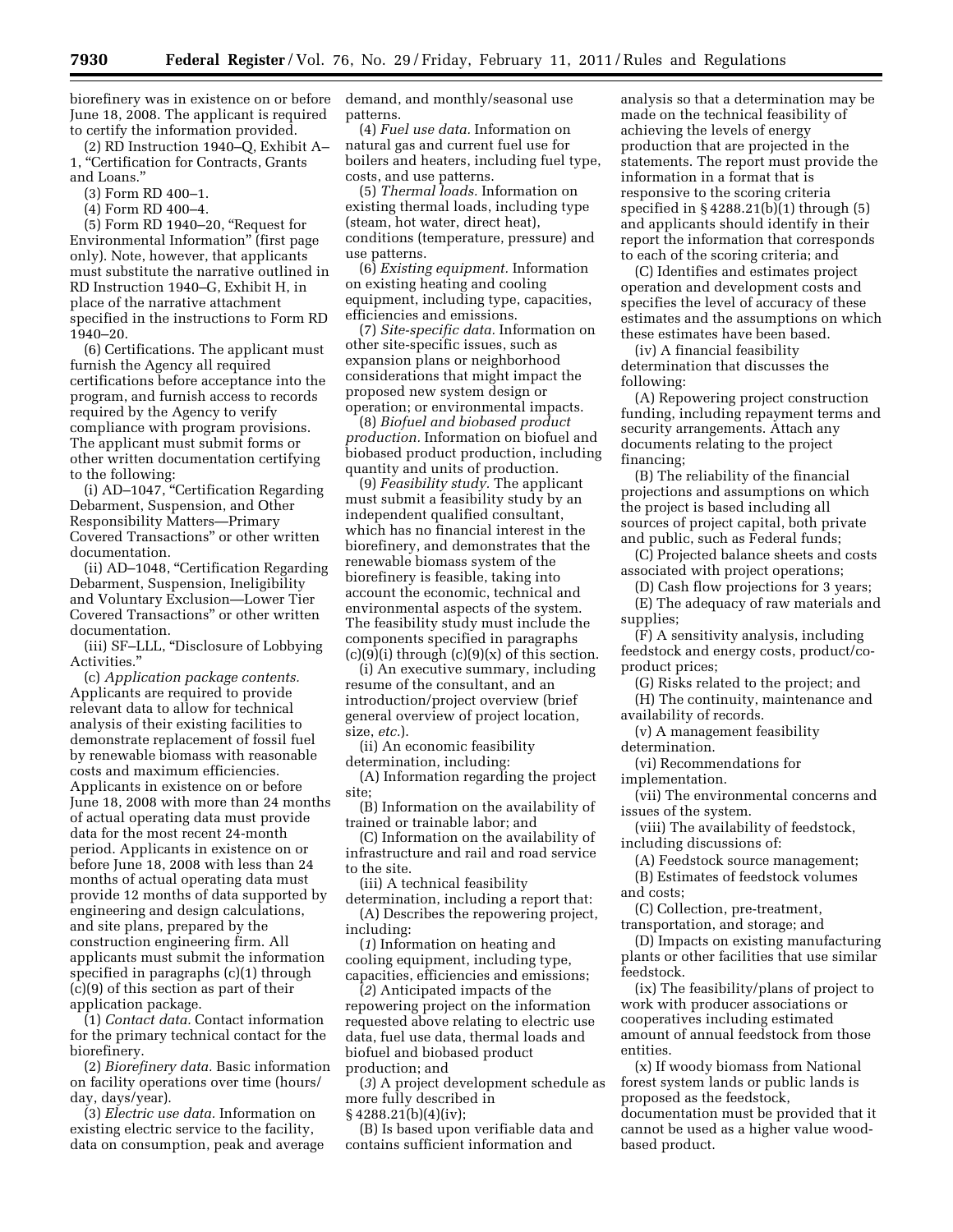biorefinery was in existence on or before June 18, 2008. The applicant is required to certify the information provided.

(2) RD Instruction 1940–Q, Exhibit A–1, "Certification for Contracts, Grants and Loans."

(3) Form RD 400–1.

(4) Form RD 400–4.

(5) Form RD 1940–20, "Request for Environmental Information" (first page only). Note, however, that applicants must substitute the narrative outlined in RD Instruction 1940–G, Exhibit H, in place of the narrative attachment specified in the instructions to Form RD 1940–20.

(6) Certifications. The applicant must furnish the Agency all required certifications before acceptance into the program, and furnish access to records required by the Agency to verify compliance with program provisions. The applicant must submit forms or other written documentation certifying to the following:

(i) AD–1047, "Certification Regarding Debarment, Suspension, and Other Responsibility Matters—Primary Covered Transactions" or other written documentation.

(ii) AD–1048, "Certification Regarding Debarment, Suspension, Ineligibility and Voluntary Exclusion—Lower Tier Covered Transactions" or other written documentation.

(iii) SF–LLL, "Disclosure of Lobbying Activities."

(c) *Application package contents.* Applicants are required to provide relevant data to allow for technical analysis of their existing facilities to demonstrate replacement of fossil fuel by renewable biomass with reasonable costs and maximum efficiencies. Applicants in existence on or before June 18, 2008 with more than 24 months of actual operating data must provide data for the most recent 24-month period. Applicants in existence on or before June 18, 2008 with less than 24 months of actual operating data must provide 12 months of data supported by engineering and design calculations, and site plans, prepared by the construction engineering firm. All applicants must submit the information specified in paragraphs (c)(1) through (c)(9) of this section as part of their application package.

(1) *Contact data.* Contact information for the primary technical contact for the biorefinery.

(2) *Biorefinery data.* Basic information on facility operations over time (hours/day, days/year).

(3) *Electric use data.* Information on existing electric service to the facility, data on consumption, peak and average demand, and monthly/seasonal use patterns.

(4) *Fuel use data.* Information on natural gas and current fuel use for boilers and heaters, including fuel type, costs, and use patterns.

(5) *Thermal loads.* Information on existing thermal loads, including type (steam, hot water, direct heat), conditions (temperature, pressure) and use patterns.

(6) *Existing equipment.* Information on existing heating and cooling equipment, including type, capacities, efficiencies and emissions.

(7) *Site-specific data.* Information on other site-specific issues, such as expansion plans or neighborhood considerations that might impact the proposed new system design or operation; or environmental impacts.

(8) *Biofuel and biobased product production.* Information on biofuel and biobased product production, including quantity and units of production.

(9) *Feasibility study.* The applicant must submit a feasibility study by an independent qualified consultant, which has no financial interest in the biorefinery, and demonstrates that the renewable biomass system of the biorefinery is feasible, taking into account the economic, technical and environmental aspects of the system. The feasibility study must include the components specified in paragraphs (c)(9)(i) through (c)(9)(x) of this section.

(i) An executive summary, including resume of the consultant, and an introduction/project overview (brief general overview of project location, size, *etc.*).

(ii) An economic feasibility determination, including:

(A) Information regarding the project site;

(B) Information on the availability of trained or trainable labor; and

(C) Information on the availability of infrastructure and rail and road service to the site.

(iii) A technical feasibility determination, including a report that:

(A) Describes the repowering project, including:

(*1*) Information on heating and cooling equipment, including type, capacities, efficiencies and emissions;

(*2*) Anticipated impacts of the repowering project on the information requested above relating to electric use data, fuel use data, thermal loads and biofuel and biobased product production; and

(*3*) A project development schedule as more fully described in § 4288.21(b)(4)(iv);

(B) Is based upon verifiable data and contains sufficient information and analysis so that a determination may be made on the technical feasibility of achieving the levels of energy production that are projected in the statements. The report must provide the information in a format that is responsive to the scoring criteria specified in § 4288.21(b)(1) through (5) and applicants should identify in their report the information that corresponds to each of the scoring criteria; and

(C) Identifies and estimates project operation and development costs and specifies the level of accuracy of these estimates and the assumptions on which these estimates have been based.

(iv) A financial feasibility determination that discusses the following:

(A) Repowering project construction funding, including repayment terms and security arrangements. Attach any documents relating to the project financing;

(B) The reliability of the financial projections and assumptions on which the project is based including all sources of project capital, both private and public, such as Federal funds;

(C) Projected balance sheets and costs associated with project operations;

(D) Cash flow projections for 3 years;

(E) The adequacy of raw materials and supplies;

(F) A sensitivity analysis, including feedstock and energy costs, product/co-product prices;

(G) Risks related to the project; and

(H) The continuity, maintenance and availability of records.

(v) A management feasibility determination.

(vi) Recommendations for implementation.

(vii) The environmental concerns and issues of the system.

(viii) The availability of feedstock, including discussions of:

(A) Feedstock source management;

(B) Estimates of feedstock volumes and costs;

(C) Collection, pre-treatment, transportation, and storage; and

(D) Impacts on existing manufacturing plants or other facilities that use similar feedstock.

(ix) The feasibility/plans of project to work with producer associations or cooperatives including estimated amount of annual feedstock from those entities.

(x) If woody biomass from National forest system lands or public lands is proposed as the feedstock, documentation must be provided that it cannot be used as a higher value wood-based product.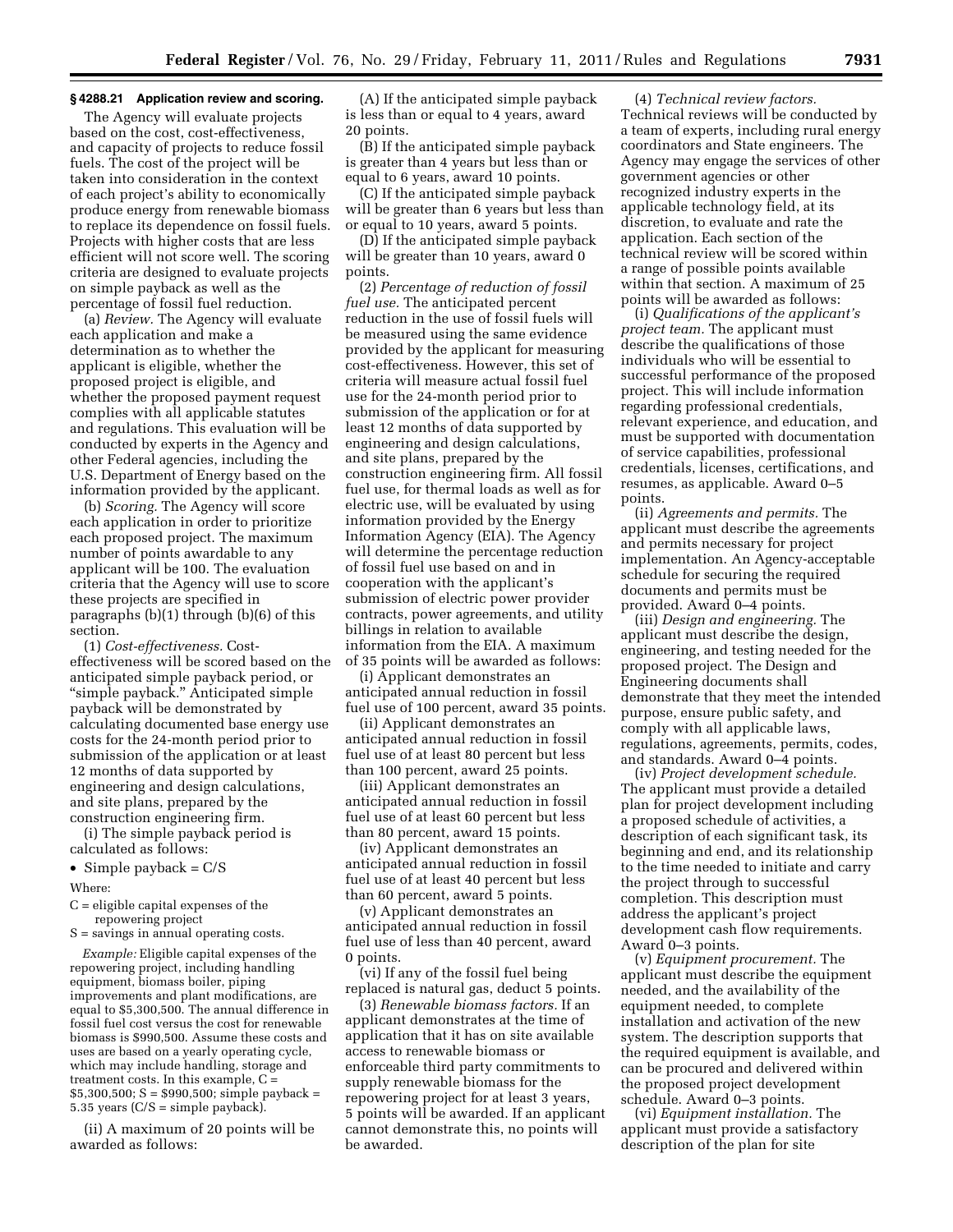### § 4288.21 Application review and scoring.

The Agency will evaluate projects based on the cost, cost-effectiveness, and capacity of projects to reduce fossil fuels. The cost of the project will be taken into consideration in the context of each project's ability to economically produce energy from renewable biomass to replace its dependence on fossil fuels. Projects with higher costs that are less efficient will not score well. The scoring criteria are designed to evaluate projects on simple payback as well as the percentage of fossil fuel reduction.

(a) *Review.* The Agency will evaluate each application and make a determination as to whether the applicant is eligible, whether the proposed project is eligible, and whether the proposed payment request complies with all applicable statutes and regulations. This evaluation will be conducted by experts in the Agency and other Federal agencies, including the U.S. Department of Energy based on the information provided by the applicant.

(b) *Scoring.* The Agency will score each application in order to prioritize each proposed project. The maximum number of points awardable to any applicant will be 100. The evaluation criteria that the Agency will use to score these projects are specified in paragraphs (b)(1) through (b)(6) of this section.

(1) *Cost-effectiveness.* Cost-effectiveness will be scored based on the anticipated simple payback period, or "simple payback." Anticipated simple payback will be demonstrated by calculating documented base energy use costs for the 24-month period prior to submission of the application or at least 12 months of data supported by engineering and design calculations, and site plans, prepared by the construction engineering firm.

(i) The simple payback period is calculated as follows:

- Simple payback = C/S

Where:

C = eligible capital expenses of the repowering project
S = savings in annual operating costs.

*Example:* Eligible capital expenses of the repowering project, including handling equipment, biomass boiler, piping improvements and plant modifications, are equal to $5,300,500. The annual difference in fossil fuel cost versus the cost for renewable biomass is $990,500. Assume these costs and uses are based on a yearly operating cycle, which may include handling, storage and treatment costs. In this example, C = $5,300,500; S = $990,500; simple payback = 5.35 years (C/S = simple payback).

(ii) A maximum of 20 points will be awarded as follows:

(A) If the anticipated simple payback is less than or equal to 4 years, award 20 points.

(B) If the anticipated simple payback is greater than 4 years but less than or equal to 6 years, award 10 points.

(C) If the anticipated simple payback will be greater than 6 years but less than or equal to 10 years, award 5 points.

(D) If the anticipated simple payback will be greater than 10 years, award 0 points.

(2) *Percentage of reduction of fossil fuel use.* The anticipated percent reduction in the use of fossil fuels will be measured using the same evidence provided by the applicant for measuring cost-effectiveness. However, this set of criteria will measure actual fossil fuel use for the 24-month period prior to submission of the application or for at least 12 months of data supported by engineering and design calculations, and site plans, prepared by the construction engineering firm. All fossil fuel use, for thermal loads as well as for electric use, will be evaluated by using information provided by the Energy Information Agency (EIA). The Agency will determine the percentage reduction of fossil fuel use based on and in cooperation with the applicant's submission of electric power provider contracts, power agreements, and utility billings in relation to available information from the EIA. A maximum of 35 points will be awarded as follows:

(i) Applicant demonstrates an anticipated annual reduction in fossil fuel use of 100 percent, award 35 points.

(ii) Applicant demonstrates an anticipated annual reduction in fossil fuel use of at least 80 percent but less than 100 percent, award 25 points.

(iii) Applicant demonstrates an anticipated annual reduction in fossil fuel use of at least 60 percent but less than 80 percent, award 15 points.

(iv) Applicant demonstrates an anticipated annual reduction in fossil fuel use of at least 40 percent but less than 60 percent, award 5 points.

(v) Applicant demonstrates an anticipated annual reduction in fossil fuel use of less than 40 percent, award 0 points.

(vi) If any of the fossil fuel being replaced is natural gas, deduct 5 points.

(3) *Renewable biomass factors.* If an applicant demonstrates at the time of application that it has on site available access to renewable biomass or enforceable third party commitments to supply renewable biomass for the repowering project for at least 3 years, 5 points will be awarded. If an applicant cannot demonstrate this, no points will be awarded.

(4) *Technical review factors.* Technical reviews will be conducted by a team of experts, including rural energy coordinators and State engineers. The Agency may engage the services of other government agencies or other recognized industry experts in the applicable technology field, at its discretion, to evaluate and rate the application. Each section of the technical review will be scored within a range of possible points available within that section. A maximum of 25 points will be awarded as follows:

(i) *Qualifications of the applicant's project team.* The applicant must describe the qualifications of those individuals who will be essential to successful performance of the proposed project. This will include information regarding professional credentials, relevant experience, and education, and must be supported with documentation of service capabilities, professional credentials, licenses, certifications, and resumes, as applicable. Award 0–5 points.

(ii) *Agreements and permits.* The applicant must describe the agreements and permits necessary for project implementation. An Agency-acceptable schedule for securing the required documents and permits must be provided. Award 0–4 points.

(iii) *Design and engineering.* The applicant must describe the design, engineering, and testing needed for the proposed project. The Design and Engineering documents shall demonstrate that they meet the intended purpose, ensure public safety, and comply with all applicable laws, regulations, agreements, permits, codes, and standards. Award 0–4 points.

(iv) *Project development schedule.* The applicant must provide a detailed plan for project development including a proposed schedule of activities, a description of each significant task, its beginning and end, and its relationship to the time needed to initiate and carry the project through to successful completion. This description must address the applicant's project development cash flow requirements. Award 0–3 points.

(v) *Equipment procurement.* The applicant must describe the equipment needed, and the availability of the equipment needed, to complete installation and activation of the new system. The description supports that the required equipment is available, and can be procured and delivered within the proposed project development schedule. Award 0–3 points.

(vi) *Equipment installation.* The applicant must provide a satisfactory description of the plan for site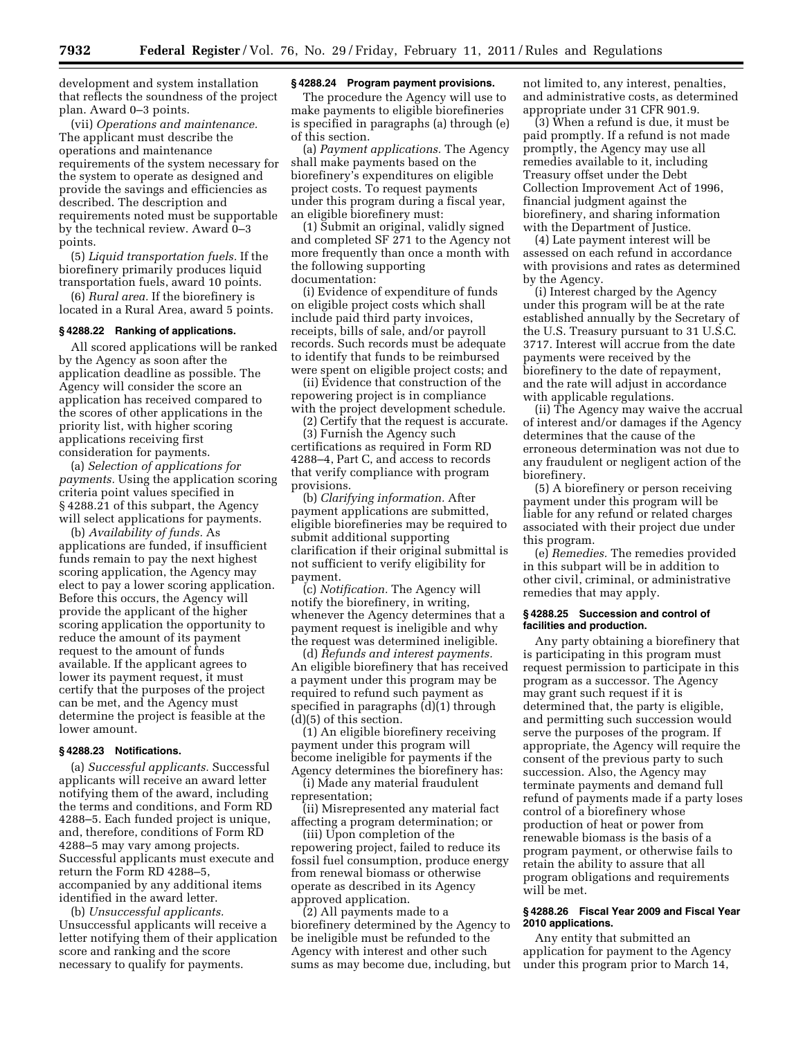development and system installation that reflects the soundness of the project plan. Award 0–3 points.

(vii) *Operations and maintenance.* The applicant must describe the operations and maintenance requirements of the system necessary for the system to operate as designed and provide the savings and efficiencies as described. The description and requirements noted must be supportable by the technical review. Award 0–3 points.

(5) *Liquid transportation fuels.* If the biorefinery primarily produces liquid transportation fuels, award 10 points.

(6) *Rural area.* If the biorefinery is located in a Rural Area, award 5 points.

**§ 4288.22 Ranking of applications.**

All scored applications will be ranked by the Agency as soon after the application deadline as possible. The Agency will consider the score an application has received compared to the scores of other applications in the priority list, with higher scoring applications receiving first consideration for payments.

(a) *Selection of applications for payments.* Using the application scoring criteria point values specified in § 4288.21 of this subpart, the Agency will select applications for payments.

(b) *Availability of funds.* As applications are funded, if insufficient funds remain to pay the next highest scoring application, the Agency may elect to pay a lower scoring application. Before this occurs, the Agency will provide the applicant of the higher scoring application the opportunity to reduce the amount of its payment request to the amount of funds available. If the applicant agrees to lower its payment request, it must certify that the purposes of the project can be met, and the Agency must determine the project is feasible at the lower amount.

**§ 4288.23 Notifications.**

(a) *Successful applicants.* Successful applicants will receive an award letter notifying them of the award, including the terms and conditions, and Form RD 4288–5. Each funded project is unique, and, therefore, conditions of Form RD 4288–5 may vary among projects. Successful applicants must execute and return the Form RD 4288–5, accompanied by any additional items identified in the award letter.

(b) *Unsuccessful applicants.* Unsuccessful applicants will receive a letter notifying them of their application score and ranking and the score necessary to qualify for payments.

**§ 4288.24 Program payment provisions.**

The procedure the Agency will use to make payments to eligible biorefineries is specified in paragraphs (a) through (e) of this section.

(a) *Payment applications.* The Agency shall make payments based on the biorefinery's expenditures on eligible project costs. To request payments under this program during a fiscal year, an eligible biorefinery must:

(1) Submit an original, validly signed and completed SF 271 to the Agency not more frequently than once a month with the following supporting documentation:

(i) Evidence of expenditure of funds on eligible project costs which shall include paid third party invoices, receipts, bills of sale, and/or payroll records. Such records must be adequate to identify that funds to be reimbursed were spent on eligible project costs; and

(ii) Evidence that construction of the repowering project is in compliance with the project development schedule.

(2) Certify that the request is accurate.

(3) Furnish the Agency such certifications as required in Form RD 4288–4, Part C, and access to records that verify compliance with program provisions.

(b) *Clarifying information.* After payment applications are submitted, eligible biorefineries may be required to submit additional supporting clarification if their original submittal is not sufficient to verify eligibility for payment.

(c) *Notification.* The Agency will notify the biorefinery, in writing, whenever the Agency determines that a payment request is ineligible and why the request was determined ineligible.

(d) *Refunds and interest payments.* An eligible biorefinery that has received a payment under this program may be required to refund such payment as specified in paragraphs (d)(1) through (d)(5) of this section.

(1) An eligible biorefinery receiving payment under this program will become ineligible for payments if the Agency determines the biorefinery has:

(i) Made any material fraudulent representation;

(ii) Misrepresented any material fact affecting a program determination; or

(iii) Upon completion of the repowering project, failed to reduce its fossil fuel consumption, produce energy from renewal biomass or otherwise operate as described in its Agency approved application.

(2) All payments made to a biorefinery determined by the Agency to be ineligible must be refunded to the Agency with interest and other such sums as may become due, including, but not limited to, any interest, penalties, and administrative costs, as determined appropriate under 31 CFR 901.9.

(3) When a refund is due, it must be paid promptly. If a refund is not made promptly, the Agency may use all remedies available to it, including Treasury offset under the Debt Collection Improvement Act of 1996, financial judgment against the biorefinery, and sharing information with the Department of Justice.

(4) Late payment interest will be assessed on each refund in accordance with provisions and rates as determined by the Agency.

(i) Interest charged by the Agency under this program will be at the rate established annually by the Secretary of the U.S. Treasury pursuant to 31 U.S.C. 3717. Interest will accrue from the date payments were received by the biorefinery to the date of repayment, and the rate will adjust in accordance with applicable regulations.

(ii) The Agency may waive the accrual of interest and/or damages if the Agency determines that the cause of the erroneous determination was not due to any fraudulent or negligent action of the biorefinery.

(5) A biorefinery or person receiving payment under this program will be liable for any refund or related charges associated with their project due under this program.

(e) *Remedies.* The remedies provided in this subpart will be in addition to other civil, criminal, or administrative remedies that may apply.

**§ 4288.25 Succession and control of facilities and production.**

Any party obtaining a biorefinery that is participating in this program must request permission to participate in this program as a successor. The Agency may grant such request if it is determined that, the party is eligible, and permitting such succession would serve the purposes of the program. If appropriate, the Agency will require the consent of the previous party to such succession. Also, the Agency may terminate payments and demand full refund of payments made if a party loses control of a biorefinery whose production of heat or power from renewable biomass is the basis of a program payment, or otherwise fails to retain the ability to assure that all program obligations and requirements will be met.

**§ 4288.26 Fiscal Year 2009 and Fiscal Year 2010 applications.**

Any entity that submitted an application for payment to the Agency under this program prior to March 14,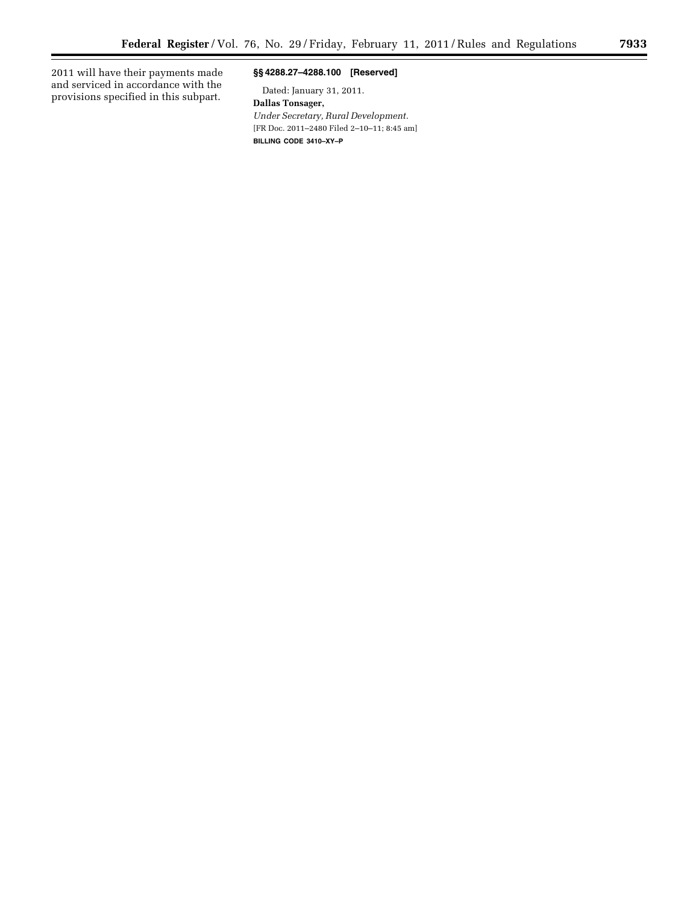2011 will have their payments made and serviced in accordance with the provisions specified in this subpart.

**§§ 4288.27–4288.100 [Reserved]**

Dated: January 31, 2011.

**Dallas Tonsager,**

*Under Secretary, Rural Development.*

[FR Doc. 2011–2480 Filed 2–10–11; 8:45 am]

**BILLING CODE 3410–XY–P**